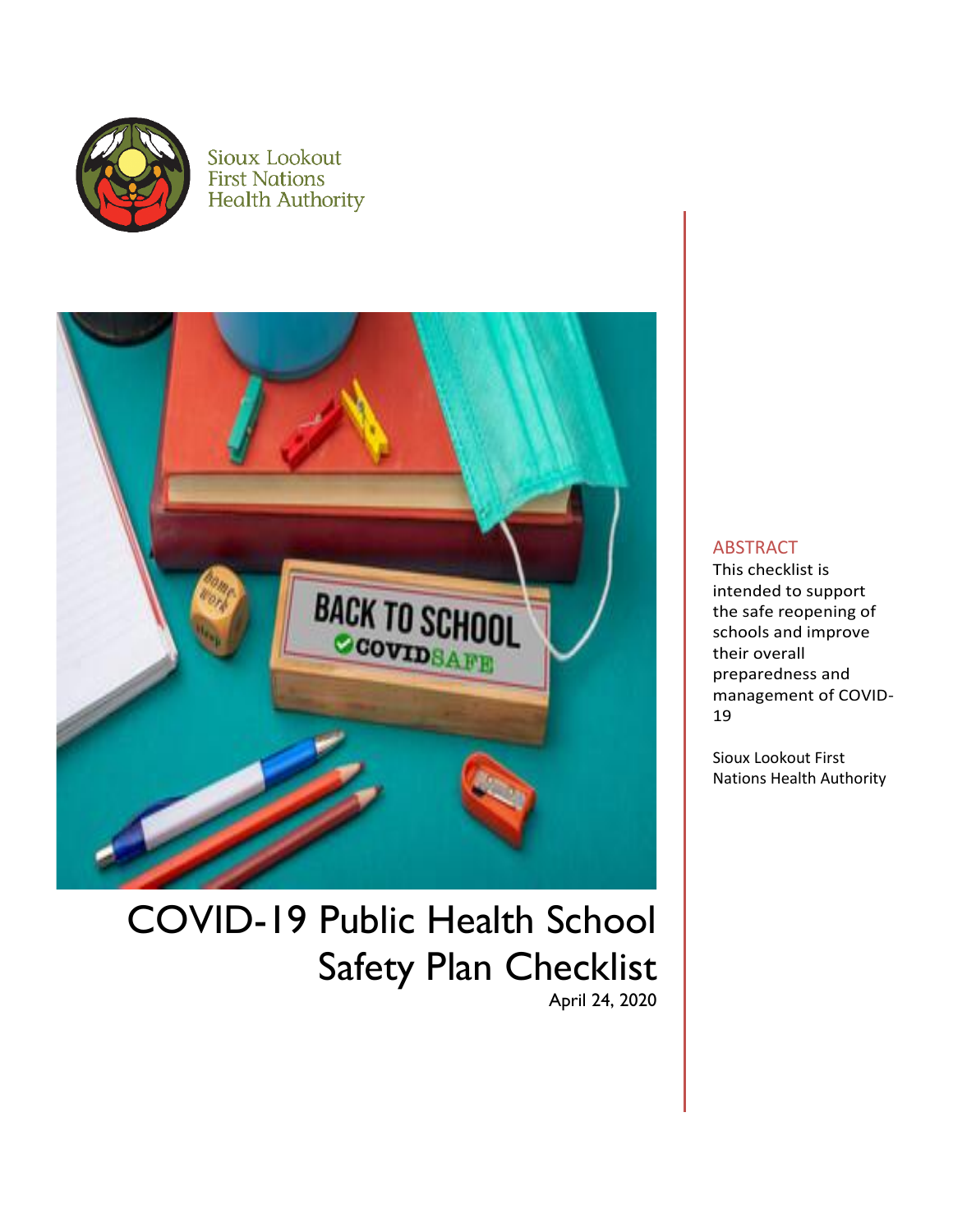Sioux Lookout First Nations Health Authority

# COVID-19 Public Health School Safety Plan Checklist

April 24, 2020

## ABSTRACT

This checklist is intended to support the safe reopening of schools and improve their overall preparedness and management of COVID-19

Sioux Lookout First Nations Health Authority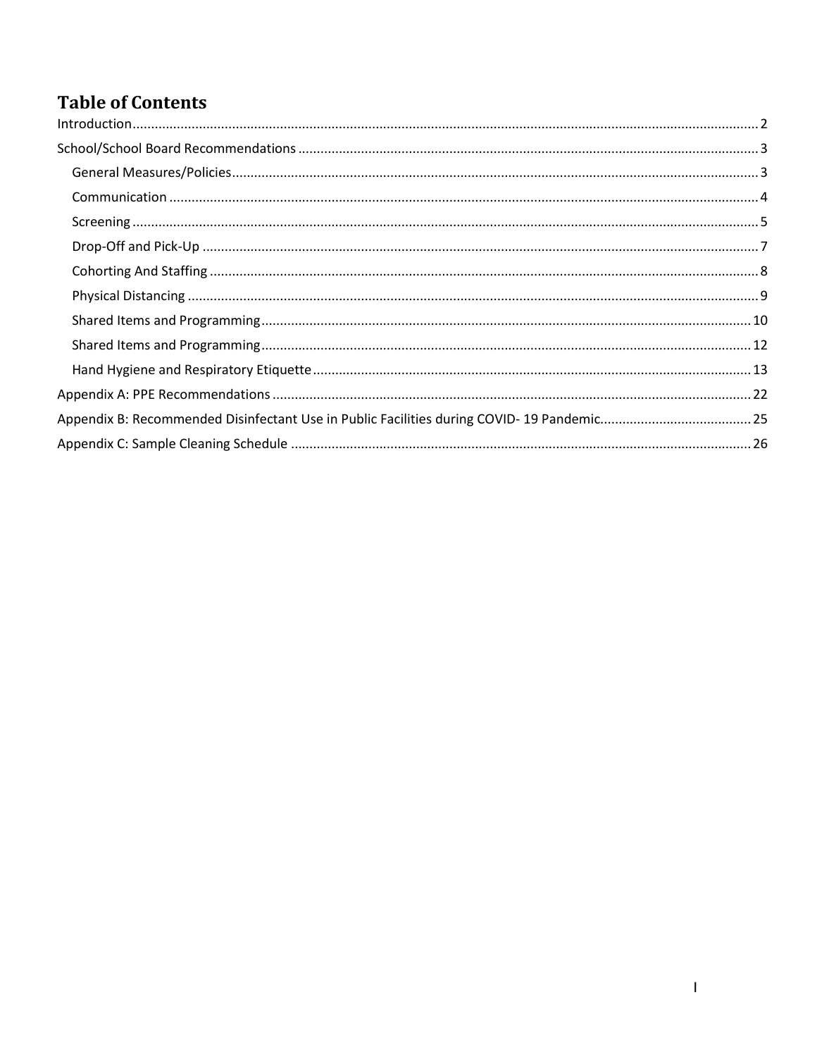# Table of Contents

Introduction ........................................................................................................................................................ 2

School/School Board Recommendations ........................................................................................................... 3

- General Measures/Policies ............................................................................................................................. 3
- Communication ............................................................................................................................................. 4
- Screening ....................................................................................................................................................... 5
- Drop-Off and Pick-Up .................................................................................................................................... 7
- Cohorting And Staffing ................................................................................................................................... 8
- Physical Distancing ......................................................................................................................................... 9
- Shared Items and Programming .................................................................................................................... 10
- Shared Items and Programming .................................................................................................................... 12
- Hand Hygiene and Respiratory Etiquette ...................................................................................................... 13

Appendix A: PPE Recommendations ................................................................................................................ 22

Appendix B: Recommended Disinfectant Use in Public Facilities during COVID- 19 Pandemic......................................... 25

Appendix C: Sample Cleaning Schedule ........................................................................................................... 26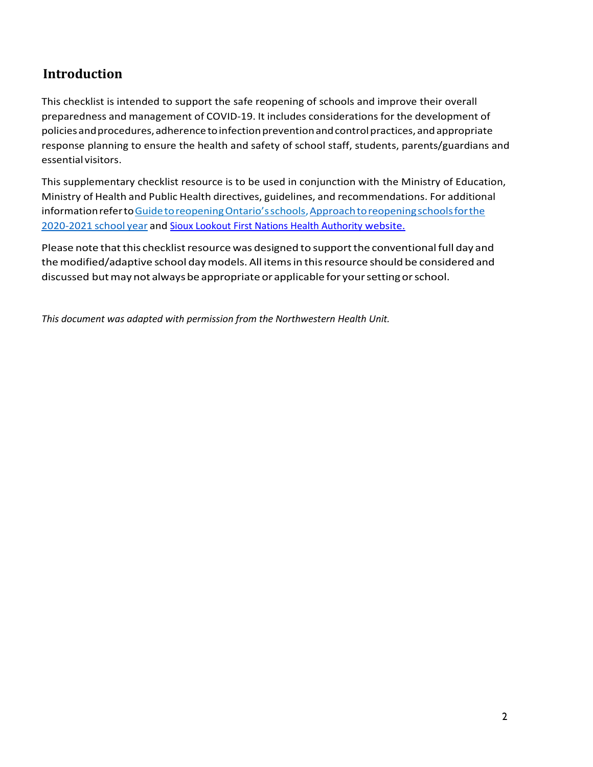## Introduction

This checklist is intended to support the safe reopening of schools and improve their overall preparedness and management of COVID-19. It includes considerations for the development of policies and procedures, adherence to infection prevention and control practices, and appropriate response planning to ensure the health and safety of school staff, students, parents/guardians and essential visitors.

This supplementary checklist resource is to be used in conjunction with the Ministry of Education, Ministry of Health and Public Health directives, guidelines, and recommendations. For additional information refer to Guide to reopening Ontario's schools, Approach to reopening schools for the 2020-2021 school year and Sioux Lookout First Nations Health Authority website.

Please note that this checklist resource was designed to support the conventional full day and the modified/adaptive school day models. All items in this resource should be considered and discussed but may not always be appropriate or applicable for your setting or school.

*This document was adapted with permission from the Northwestern Health Unit.*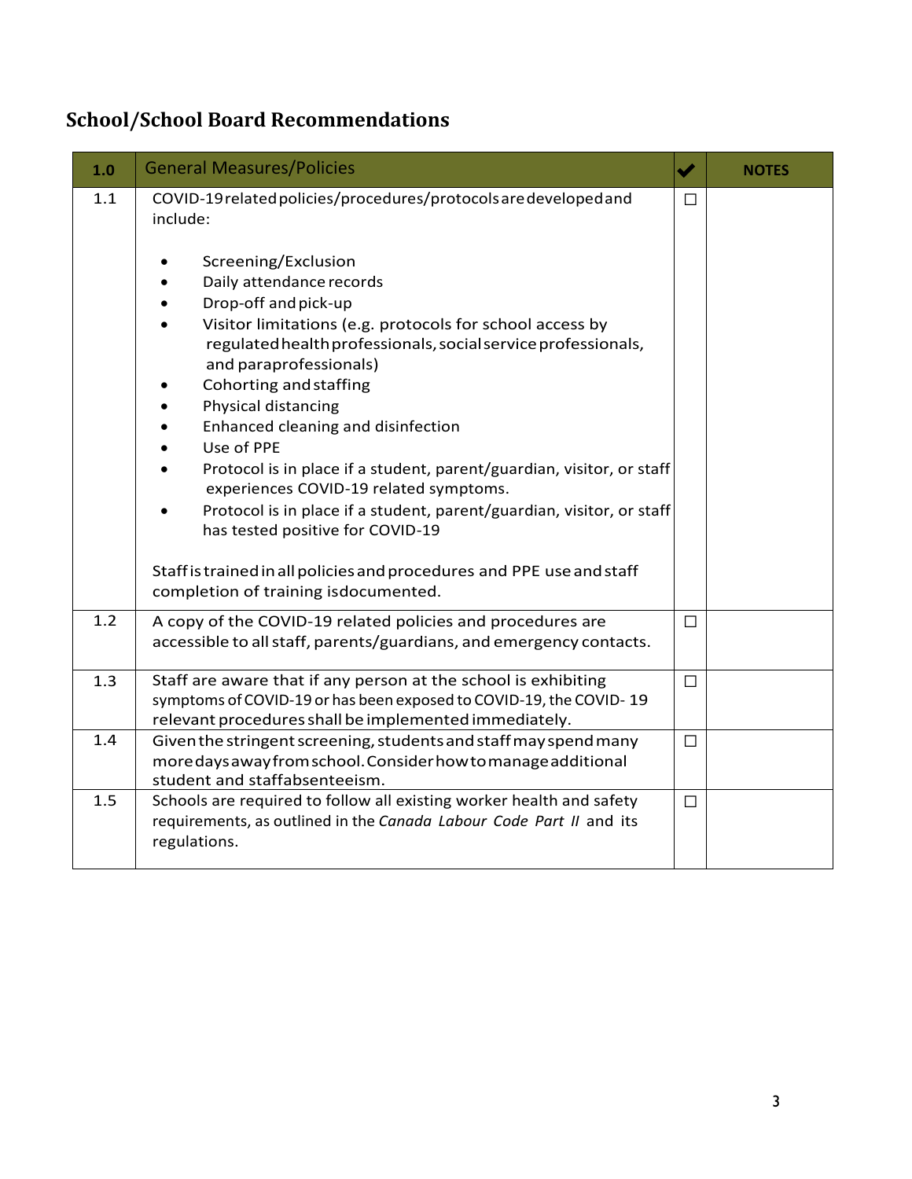## School/School Board Recommendations

| 1.0 | General Measures/Policies | ✔ | NOTES |
|---|---|---|---|
| 1.1 | COVID-19 related policies/procedures/protocols are developed and include:<br><br>• Screening/Exclusion<br>• Daily attendance records<br>• Drop-off and pick-up<br>• Visitor limitations (e.g. protocols for school access by regulated health professionals, social service professionals, and paraprofessionals)<br>• Cohorting and staffing<br>• Physical distancing<br>• Enhanced cleaning and disinfection<br>• Use of PPE<br>• Protocol is in place if a student, parent/guardian, visitor, or staff experiences COVID-19 related symptoms.<br>• Protocol is in place if a student, parent/guardian, visitor, or staff has tested positive for COVID-19<br><br>Staff is trained in all policies and procedures and PPE use and staff completion of training is documented. | ☐ | |
| 1.2 | A copy of the COVID-19 related policies and procedures are accessible to all staff, parents/guardians, and emergency contacts. | ☐ | |
| 1.3 | Staff are aware that if any person at the school is exhibiting symptoms of COVID-19 or has been exposed to COVID-19, the COVID- 19 relevant procedures shall be implemented immediately. | ☐ | |
| 1.4 | Given the stringent screening, students and staff may spend many more days away from school. Consider how to manage additional student and staff absenteeism. | ☐ | |
| 1.5 | Schools are required to follow all existing worker health and safety requirements, as outlined in the *Canada Labour Code Part II* and its regulations. | ☐ | |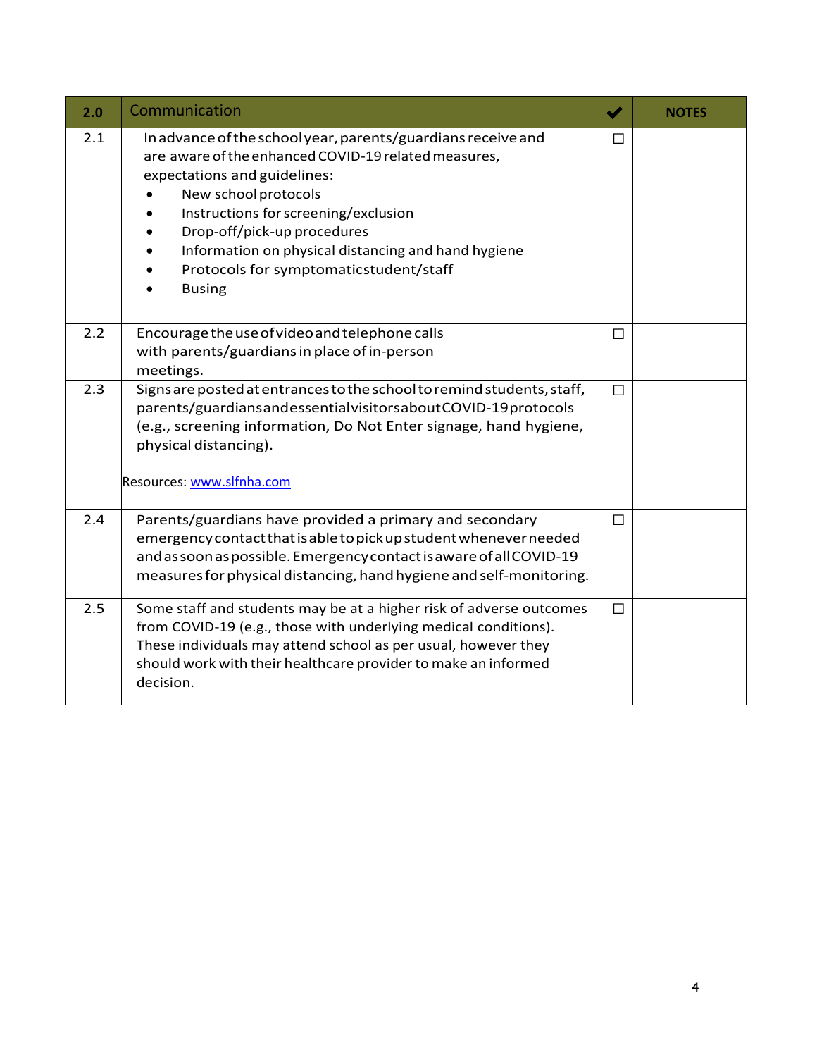| 2.0 | Communication | ✔ | NOTES |
|---|---|---|---|
| 2.1 | In advance of the school year, parents/guardians receive and are aware of the enhanced COVID-19 related measures, expectations and guidelines:<br>• New school protocols<br>• Instructions for screening/exclusion<br>• Drop-off/pick-up procedures<br>• Information on physical distancing and hand hygiene<br>• Protocols for symptomatic student/staff<br>• Busing | ☐ | |
| 2.2 | Encourage the use of video and telephone calls with parents/guardians in place of in-person meetings. | ☐ | |
| 2.3 | Signs are posted at entrances to the school to remind students, staff, parents/guardians and essential visitors about COVID-19 protocols (e.g., screening information, Do Not Enter signage, hand hygiene, physical distancing).<br><br>Resources: [www.slfnha.com](http://www.slfnha.com) | ☐ | |
| 2.4 | Parents/guardians have provided a primary and secondary emergency contact that is able to pick up student whenever needed and as soon as possible. Emergency contact is aware of all COVID-19 measures for physical distancing, hand hygiene and self-monitoring. | ☐ | |
| 2.5 | Some staff and students may be at a higher risk of adverse outcomes from COVID-19 (e.g., those with underlying medical conditions). These individuals may attend school as per usual, however they should work with their healthcare provider to make an informed decision. | ☐ | |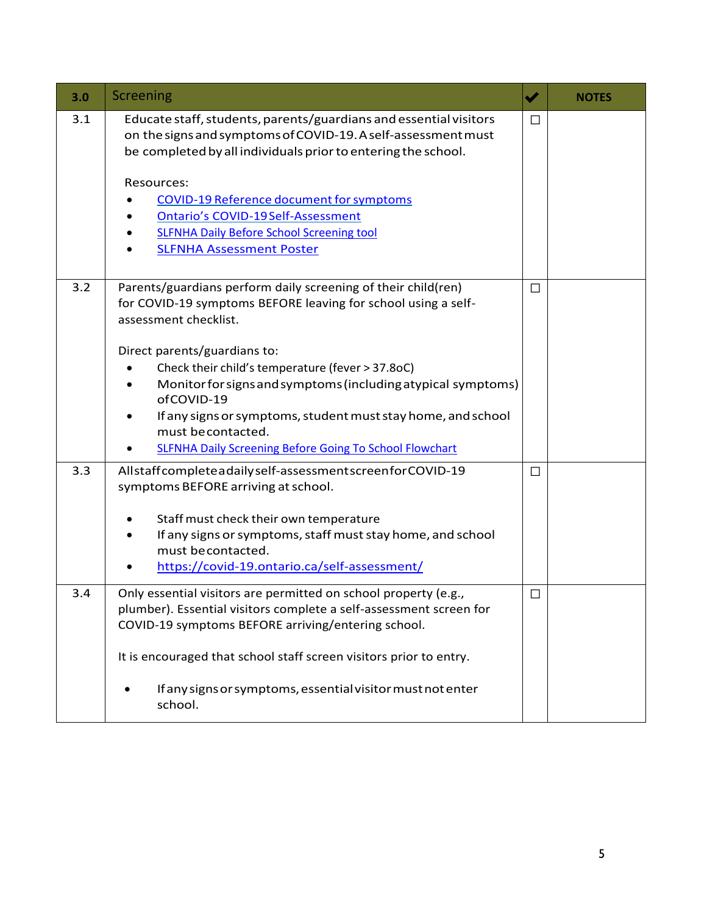| 3.0 | Screening | ✔ | NOTES |
|---|---|---|---|
| 3.1 | Educate staff, students, parents/guardians and essential visitors on the signs and symptoms of COVID-19. A self-assessment must be completed by all individuals prior to entering the school.<br><br>Resources:<br>• COVID-19 Reference document for symptoms<br>• Ontario's COVID-19 Self-Assessment<br>• SLFNHA Daily Before School Screening tool<br>• SLFNHA Assessment Poster | ☐ | |
| 3.2 | Parents/guardians perform daily screening of their child(ren) for COVID-19 symptoms BEFORE leaving for school using a self-assessment checklist.<br><br>Direct parents/guardians to:<br>• Check their child's temperature (fever > 37.8oC)<br>• Monitor for signs and symptoms (including atypical symptoms) of COVID-19<br>• If any signs or symptoms, student must stay home, and school must be contacted.<br>• SLFNHA Daily Screening Before Going To School Flowchart | ☐ | |
| 3.3 | All staff complete a daily self-assessment screen for COVID-19 symptoms BEFORE arriving at school.<br><br>• Staff must check their own temperature<br>• If any signs or symptoms, staff must stay home, and school must be contacted.<br>• https://covid-19.ontario.ca/self-assessment/ | ☐ | |
| 3.4 | Only essential visitors are permitted on school property (e.g., plumber). Essential visitors complete a self-assessment screen for COVID-19 symptoms BEFORE arriving/entering school.<br><br>It is encouraged that school staff screen visitors prior to entry.<br><br>• If any signs or symptoms, essential visitor must not enter school. | ☐ | |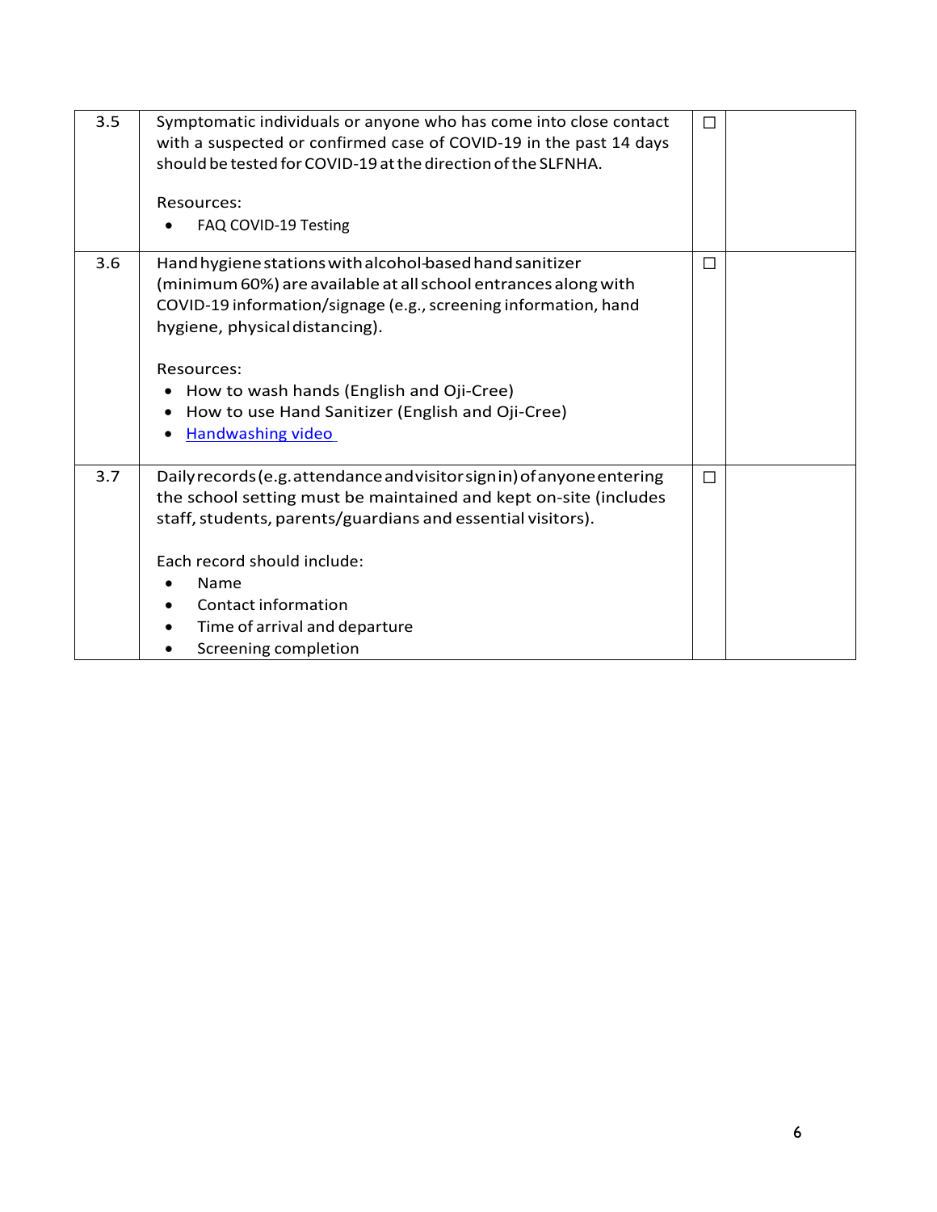| | | | |
|---|---|---|---|
| 3.5 | Symptomatic individuals or anyone who has come into close contact with a suspected or confirmed case of COVID-19 in the past 14 days should be tested for COVID-19 at the direction of the SLFNHA.<br><br>Resources:<br>• FAQ COVID-19 Testing | ☐ | |
| 3.6 | Hand hygiene stations with alcohol-based hand sanitizer (minimum 60%) are available at all school entrances along with COVID-19 information/signage (e.g., screening information, hand hygiene, physical distancing).<br><br>Resources:<br>• How to wash hands (English and Oji-Cree)<br>• How to use Hand Sanitizer (English and Oji-Cree)<br>• Handwashing video | ☐ | |
| 3.7 | Daily records (e.g. attendance and visitor sign in) of anyone entering the school setting must be maintained and kept on-site (includes staff, students, parents/guardians and essential visitors).<br><br>Each record should include:<br>• Name<br>• Contact information<br>• Time of arrival and departure<br>• Screening completion | ☐ | |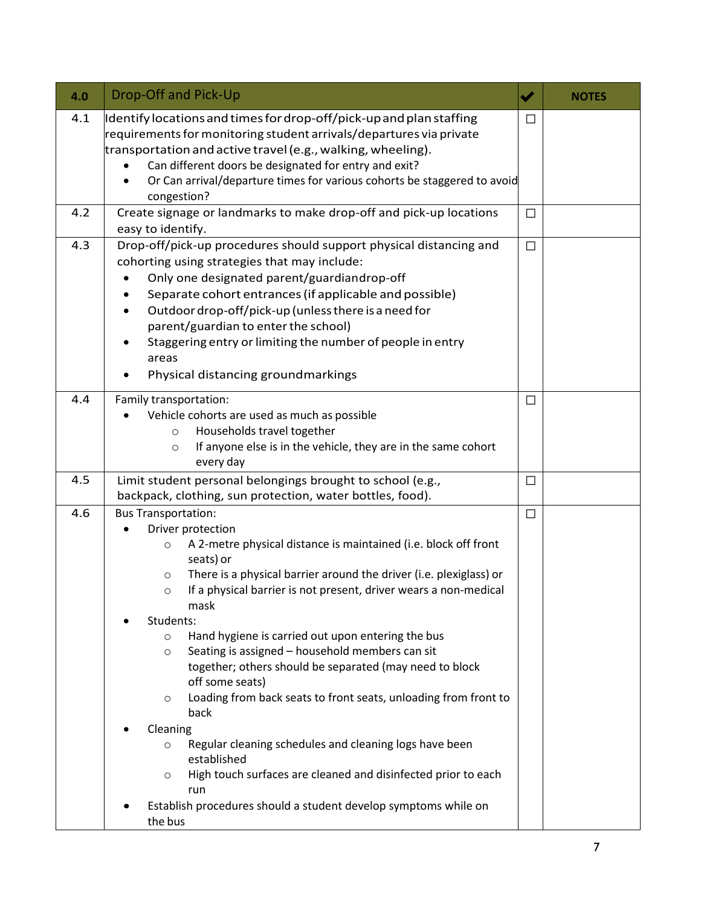| 4.0 | Drop-Off and Pick-Up | ✔ | NOTES |
|---|---|---|---|
| 4.1 | Identify locations and times for drop-off/pick-up and plan staffing requirements for monitoring student arrivals/departures via private transportation and active travel (e.g., walking, wheeling).<br>• Can different doors be designated for entry and exit?<br>• Or Can arrival/departure times for various cohorts be staggered to avoid congestion? | ☐ | |
| 4.2 | Create signage or landmarks to make drop-off and pick-up locations easy to identify. | ☐ | |
| 4.3 | Drop-off/pick-up procedures should support physical distancing and cohorting using strategies that may include:<br>• Only one designated parent/guardiandrop-off<br>• Separate cohort entrances (if applicable and possible)<br>• Outdoor drop-off/pick-up (unless there is a need for parent/guardian to enter the school)<br>• Staggering entry or limiting the number of people in entry areas<br>• Physical distancing groundmarkings | ☐ | |
| 4.4 | Family transportation:<br>• Vehicle cohorts are used as much as possible<br>&nbsp;&nbsp;&nbsp;&nbsp;○ Households travel together<br>&nbsp;&nbsp;&nbsp;&nbsp;○ If anyone else is in the vehicle, they are in the same cohort every day | ☐ | |
| 4.5 | Limit student personal belongings brought to school (e.g., backpack, clothing, sun protection, water bottles, food). | ☐ | |
| 4.6 | Bus Transportation:<br>• Driver protection<br>&nbsp;&nbsp;&nbsp;&nbsp;○ A 2-metre physical distance is maintained (i.e. block off front seats) or<br>&nbsp;&nbsp;&nbsp;&nbsp;○ There is a physical barrier around the driver (i.e. plexiglass) or<br>&nbsp;&nbsp;&nbsp;&nbsp;○ If a physical barrier is not present, driver wears a non-medical mask<br>• Students:<br>&nbsp;&nbsp;&nbsp;&nbsp;○ Hand hygiene is carried out upon entering the bus<br>&nbsp;&nbsp;&nbsp;&nbsp;○ Seating is assigned – household members can sit together; others should be separated (may need to block off some seats)<br>&nbsp;&nbsp;&nbsp;&nbsp;○ Loading from back seats to front seats, unloading from front to back<br>• Cleaning<br>&nbsp;&nbsp;&nbsp;&nbsp;○ Regular cleaning schedules and cleaning logs have been established<br>&nbsp;&nbsp;&nbsp;&nbsp;○ High touch surfaces are cleaned and disinfected prior to each run<br>• Establish procedures should a student develop symptoms while on the bus | ☐ | |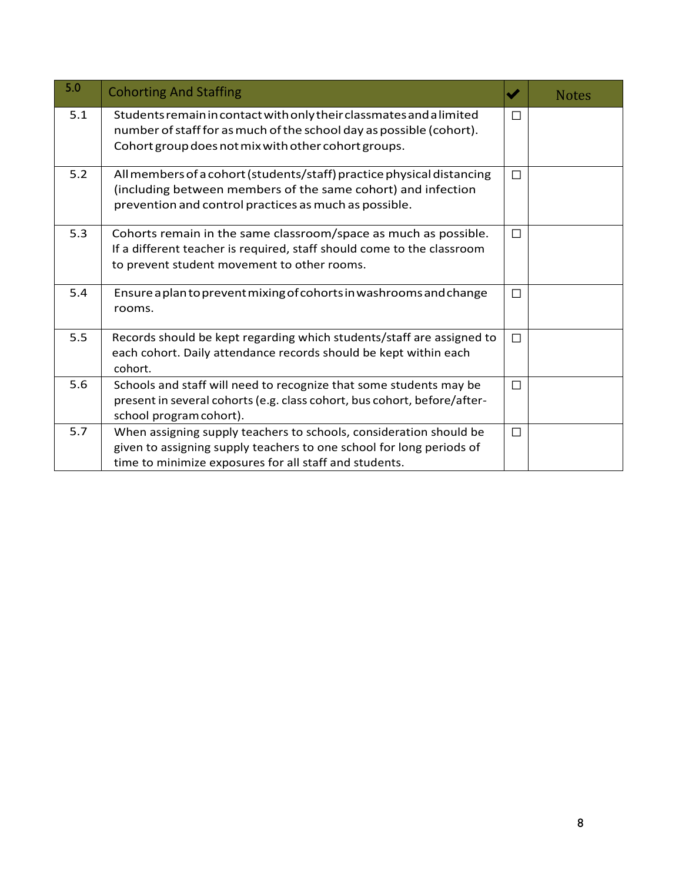| 5.0 | Cohorting And Staffing | ✔ | Notes |
|---|---|---|---|
| 5.1 | Students remain in contact with only their classmates and a limited number of staff for as much of the school day as possible (cohort). Cohort group does not mix with other cohort groups. | ☐ | |
| 5.2 | All members of a cohort (students/staff) practice physical distancing (including between members of the same cohort) and infection prevention and control practices as much as possible. | ☐ | |
| 5.3 | Cohorts remain in the same classroom/space as much as possible. If a different teacher is required, staff should come to the classroom to prevent student movement to other rooms. | ☐ | |
| 5.4 | Ensure a plan to prevent mixing of cohorts in washrooms and change rooms. | ☐ | |
| 5.5 | Records should be kept regarding which students/staff are assigned to each cohort. Daily attendance records should be kept within each cohort. | ☐ | |
| 5.6 | Schools and staff will need to recognize that some students may be present in several cohorts (e.g. class cohort, bus cohort, before/after-school program cohort). | ☐ | |
| 5.7 | When assigning supply teachers to schools, consideration should be given to assigning supply teachers to one school for long periods of time to minimize exposures for all staff and students. | ☐ | |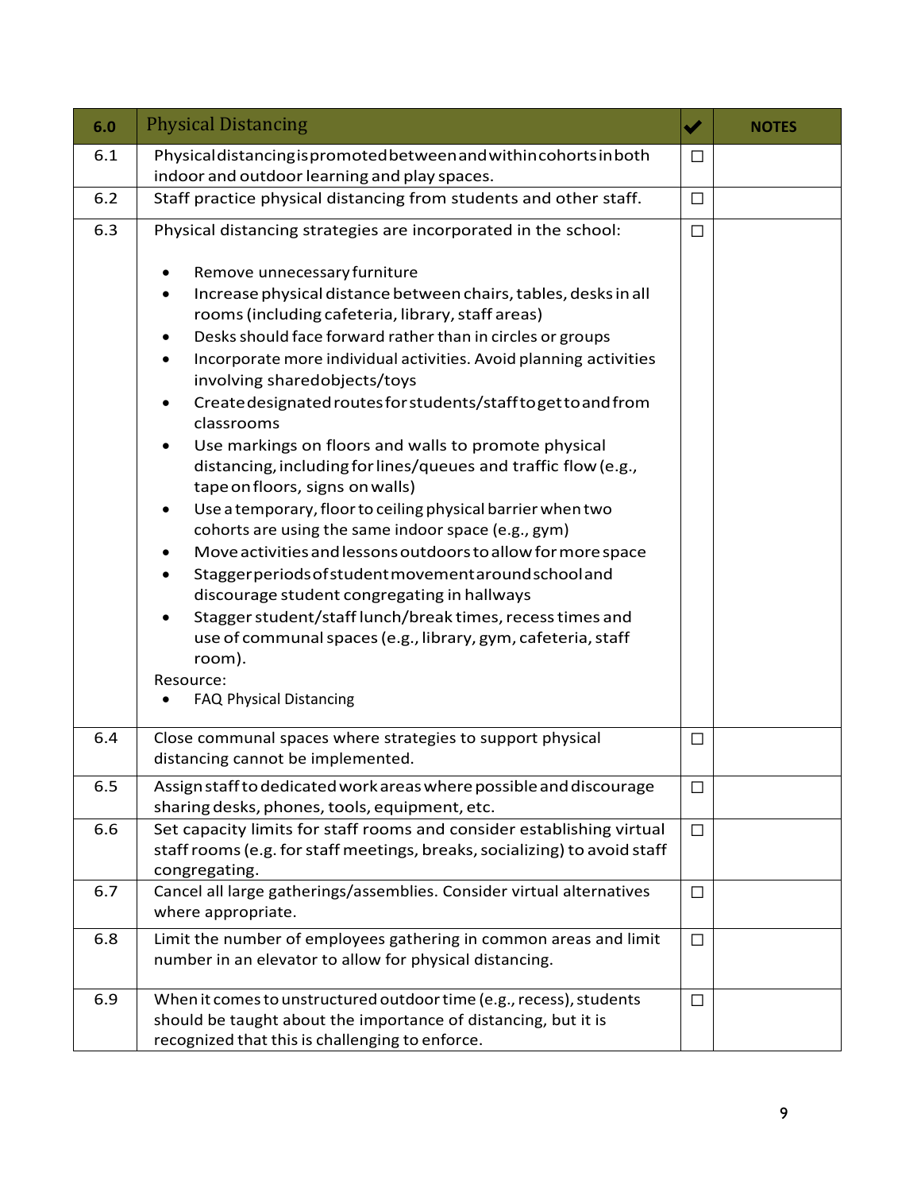| 6.0 | Physical Distancing | ✔ | NOTES |
|---|---|---|---|
| 6.1 | Physical distancing is promoted between and within cohorts in both indoor and outdoor learning and play spaces. | ☐ | |
| 6.2 | Staff practice physical distancing from students and other staff. | ☐ | |
| 6.3 | Physical distancing strategies are incorporated in the school:<br><br>• Remove unnecessary furniture<br>• Increase physical distance between chairs, tables, desks in all rooms (including cafeteria, library, staff areas)<br>• Desks should face forward rather than in circles or groups<br>• Incorporate more individual activities. Avoid planning activities involving shared objects/toys<br>• Create designated routes for students/staff to get to and from classrooms<br>• Use markings on floors and walls to promote physical distancing, including for lines/queues and traffic flow (e.g., tape on floors, signs on walls)<br>• Use a temporary, floor to ceiling physical barrier when two cohorts are using the same indoor space (e.g., gym)<br>• Move activities and lessons outdoors to allow for more space<br>• Stagger periods of student movement around school and discourage student congregating in hallways<br>• Stagger student/staff lunch/break times, recess times and use of communal spaces (e.g., library, gym, cafeteria, staff room).<br>Resource:<br>• FAQ Physical Distancing | ☐ | |
| 6.4 | Close communal spaces where strategies to support physical distancing cannot be implemented. | ☐ | |
| 6.5 | Assign staff to dedicated work areas where possible and discourage sharing desks, phones, tools, equipment, etc. | ☐ | |
| 6.6 | Set capacity limits for staff rooms and consider establishing virtual staff rooms (e.g. for staff meetings, breaks, socializing) to avoid staff congregating. | ☐ | |
| 6.7 | Cancel all large gatherings/assemblies. Consider virtual alternatives where appropriate. | ☐ | |
| 6.8 | Limit the number of employees gathering in common areas and limit number in an elevator to allow for physical distancing. | ☐ | |
| 6.9 | When it comes to unstructured outdoor time (e.g., recess), students should be taught about the importance of distancing, but it is recognized that this is challenging to enforce. | ☐ | |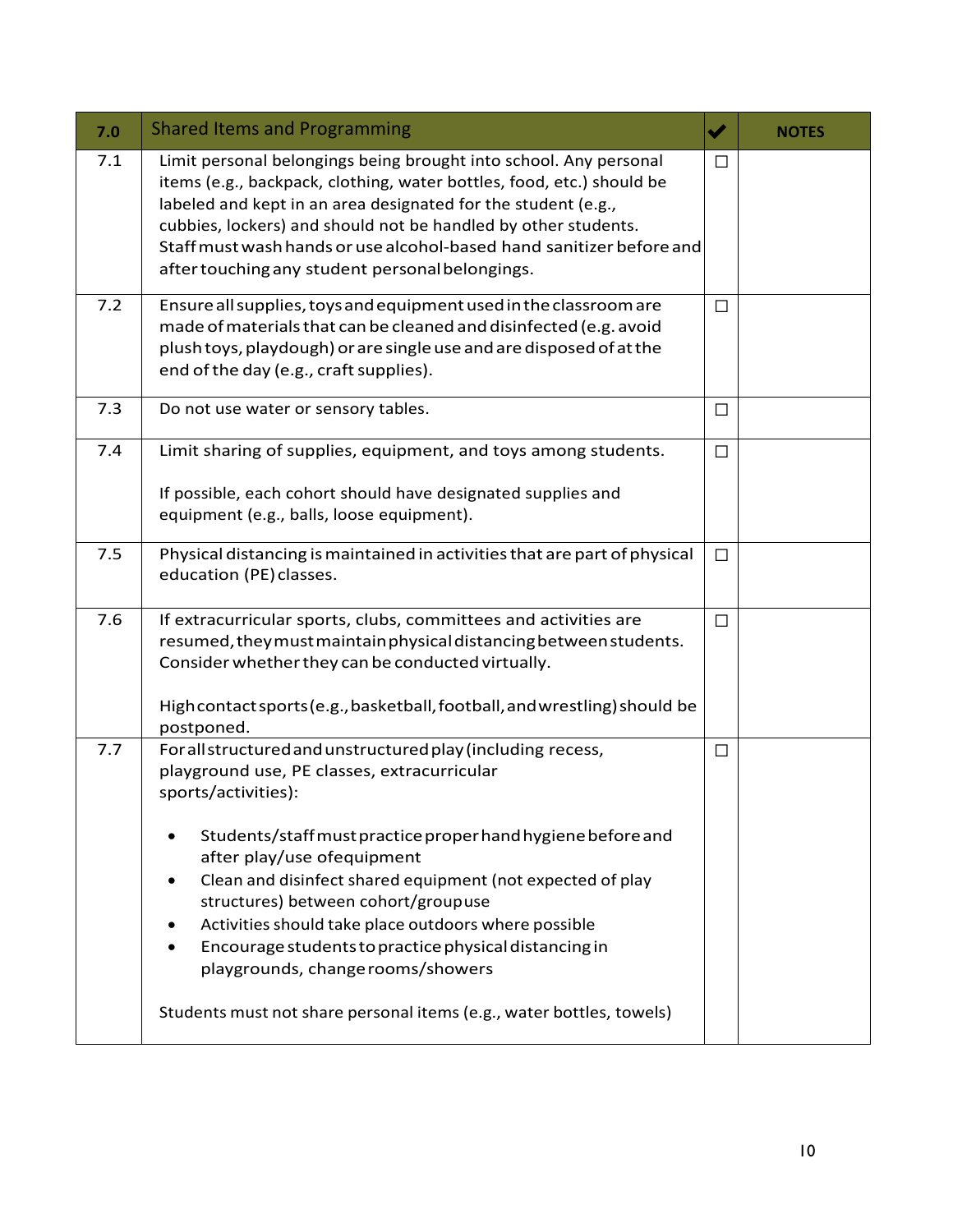| 7.0 | Shared Items and Programming | ✔ | NOTES |
|---|---|---|---|
| 7.1 | Limit personal belongings being brought into school. Any personal items (e.g., backpack, clothing, water bottles, food, etc.) should be labeled and kept in an area designated for the student (e.g., cubbies, lockers) and should not be handled by other students. Staff must wash hands or use alcohol-based hand sanitizer before and after touching any student personal belongings. | ☐ | |
| 7.2 | Ensure all supplies, toys and equipment used in the classroom are made of materials that can be cleaned and disinfected (e.g. avoid plush toys, playdough) or are single use and are disposed of at the end of the day (e.g., craft supplies). | ☐ | |
| 7.3 | Do not use water or sensory tables. | ☐ | |
| 7.4 | Limit sharing of supplies, equipment, and toys among students.<br><br>If possible, each cohort should have designated supplies and equipment (e.g., balls, loose equipment). | ☐ | |
| 7.5 | Physical distancing is maintained in activities that are part of physical education (PE) classes. | ☐ | |
| 7.6 | If extracurricular sports, clubs, committees and activities are resumed, they must maintain physical distancing between students. Consider whether they can be conducted virtually.<br><br>High contact sports (e.g., basketball, football, and wrestling) should be postponed. | ☐ | |
| 7.7 | For all structured and unstructured play (including recess, playground use, PE classes, extracurricular sports/activities):<br><br>• Students/staff must practice proper hand hygiene before and after play/use of equipment<br>• Clean and disinfect shared equipment (not expected of play structures) between cohort/group use<br>• Activities should take place outdoors where possible<br>• Encourage students to practice physical distancing in playgrounds, change rooms/showers<br><br>Students must not share personal items (e.g., water bottles, towels) | ☐ | |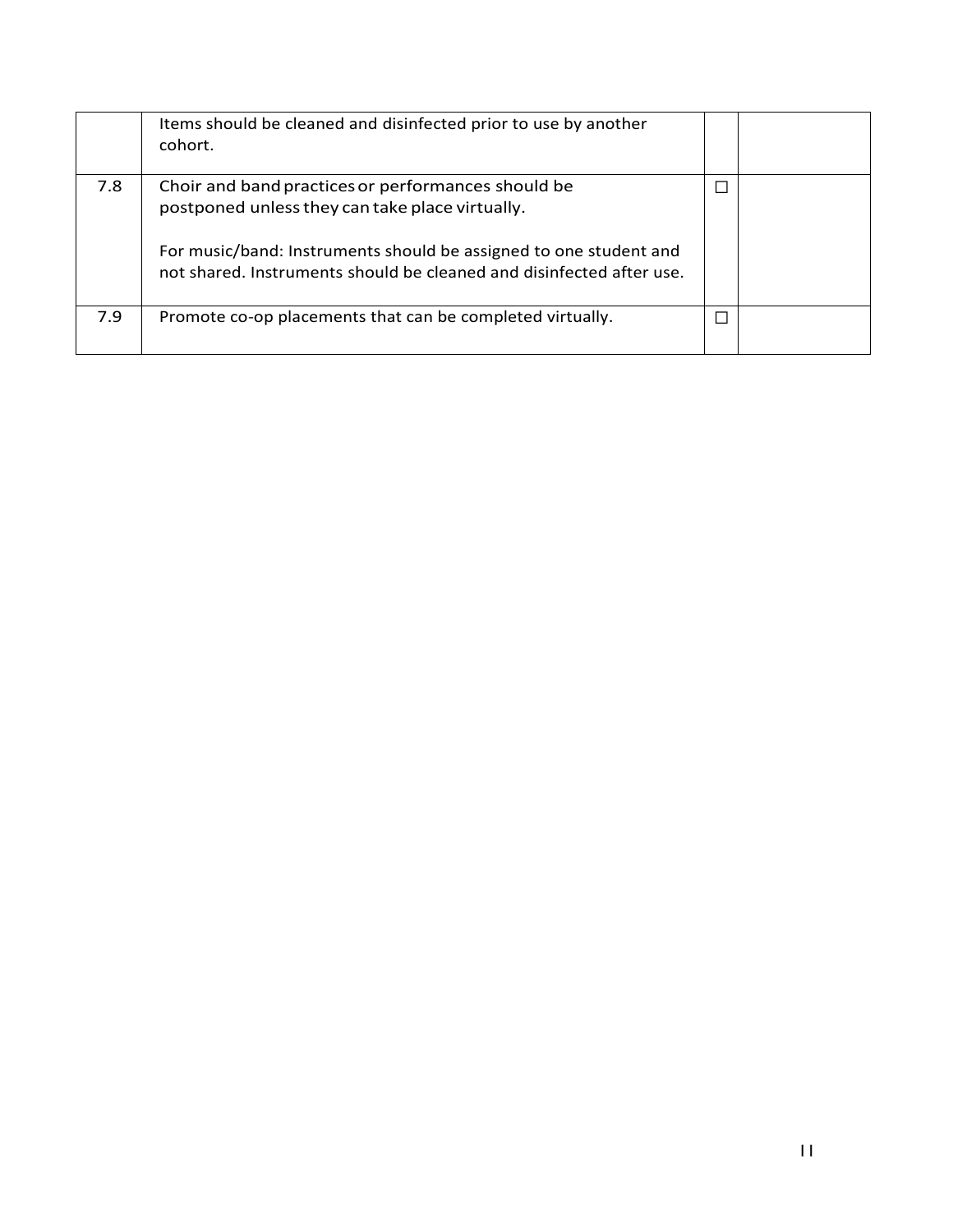| | | | |
|---|---|---|---|
| | Items should be cleaned and disinfected prior to use by another cohort. | | |
| 7.8 | Choir and band practices or performances should be postponed unless they can take place virtually.<br><br>For music/band: Instruments should be assigned to one student and not shared. Instruments should be cleaned and disinfected after use. | ☐ | |
| 7.9 | Promote co-op placements that can be completed virtually. | ☐ | |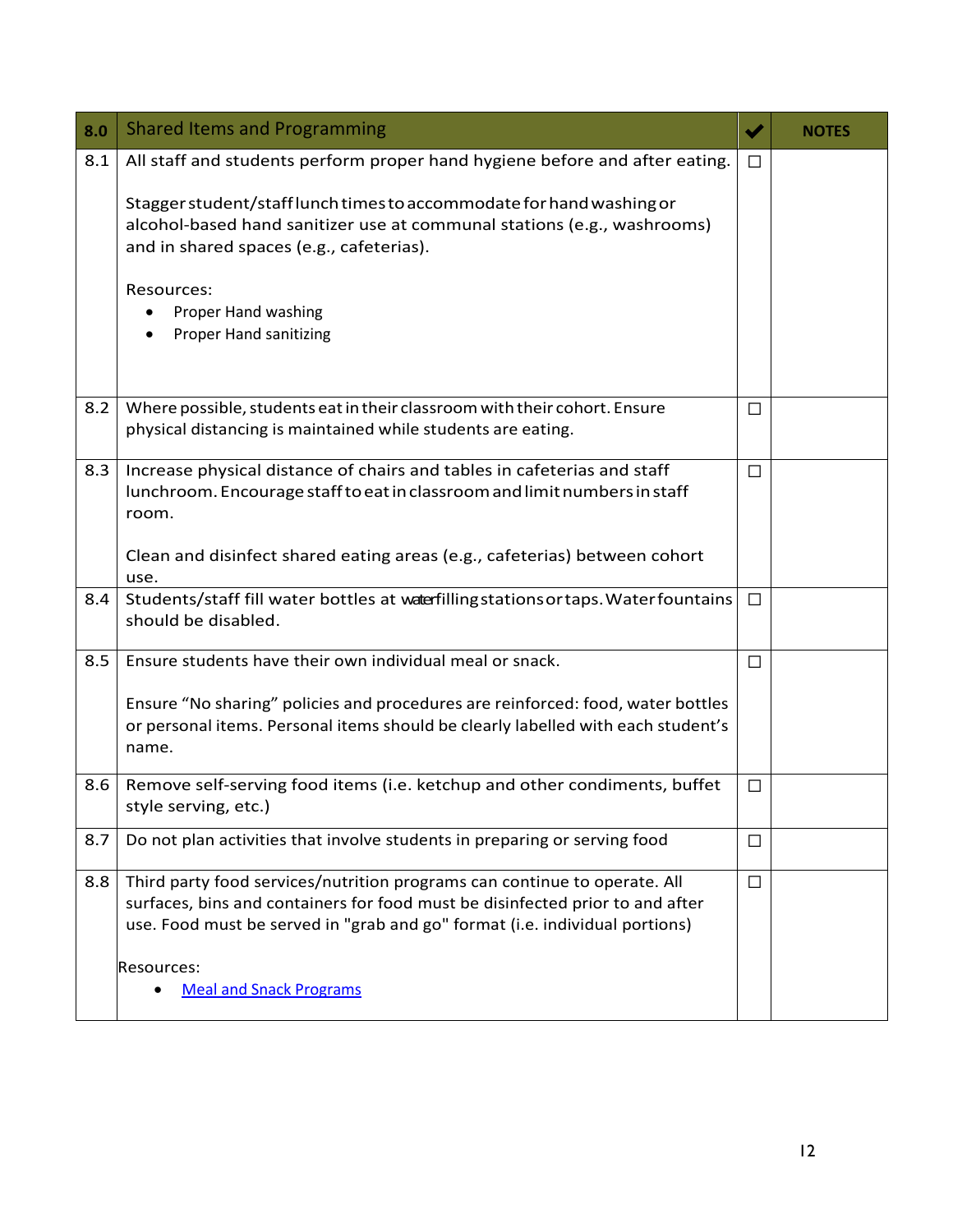| 8.0 | Shared Items and Programming | ✔ | NOTES |
|---|---|---|---|
| 8.1 | All staff and students perform proper hand hygiene before and after eating.<br><br>Stagger student/staff lunch times to accommodate for hand washing or alcohol-based hand sanitizer use at communal stations (e.g., washrooms) and in shared spaces (e.g., cafeterias).<br><br>Resources:<br>• Proper Hand washing<br>• Proper Hand sanitizing | ☐ | |
| 8.2 | Where possible, students eat in their classroom with their cohort. Ensure physical distancing is maintained while students are eating. | ☐ | |
| 8.3 | Increase physical distance of chairs and tables in cafeterias and staff lunchroom. Encourage staff to eat in classroom and limit numbers in staff room.<br><br>Clean and disinfect shared eating areas (e.g., cafeterias) between cohort use. | ☐ | |
| 8.4 | Students/staff fill water bottles at water filling stations or taps. Water fountains should be disabled. | ☐ | |
| 8.5 | Ensure students have their own individual meal or snack.<br><br>Ensure "No sharing" policies and procedures are reinforced: food, water bottles or personal items. Personal items should be clearly labelled with each student's name. | ☐ | |
| 8.6 | Remove self-serving food items (i.e. ketchup and other condiments, buffet style serving, etc.) | ☐ | |
| 8.7 | Do not plan activities that involve students in preparing or serving food | ☐ | |
| 8.8 | Third party food services/nutrition programs can continue to operate. All surfaces, bins and containers for food must be disinfected prior to and after use. Food must be served in "grab and go" format (i.e. individual portions)<br><br>Resources:<br>• Meal and Snack Programs | ☐ | |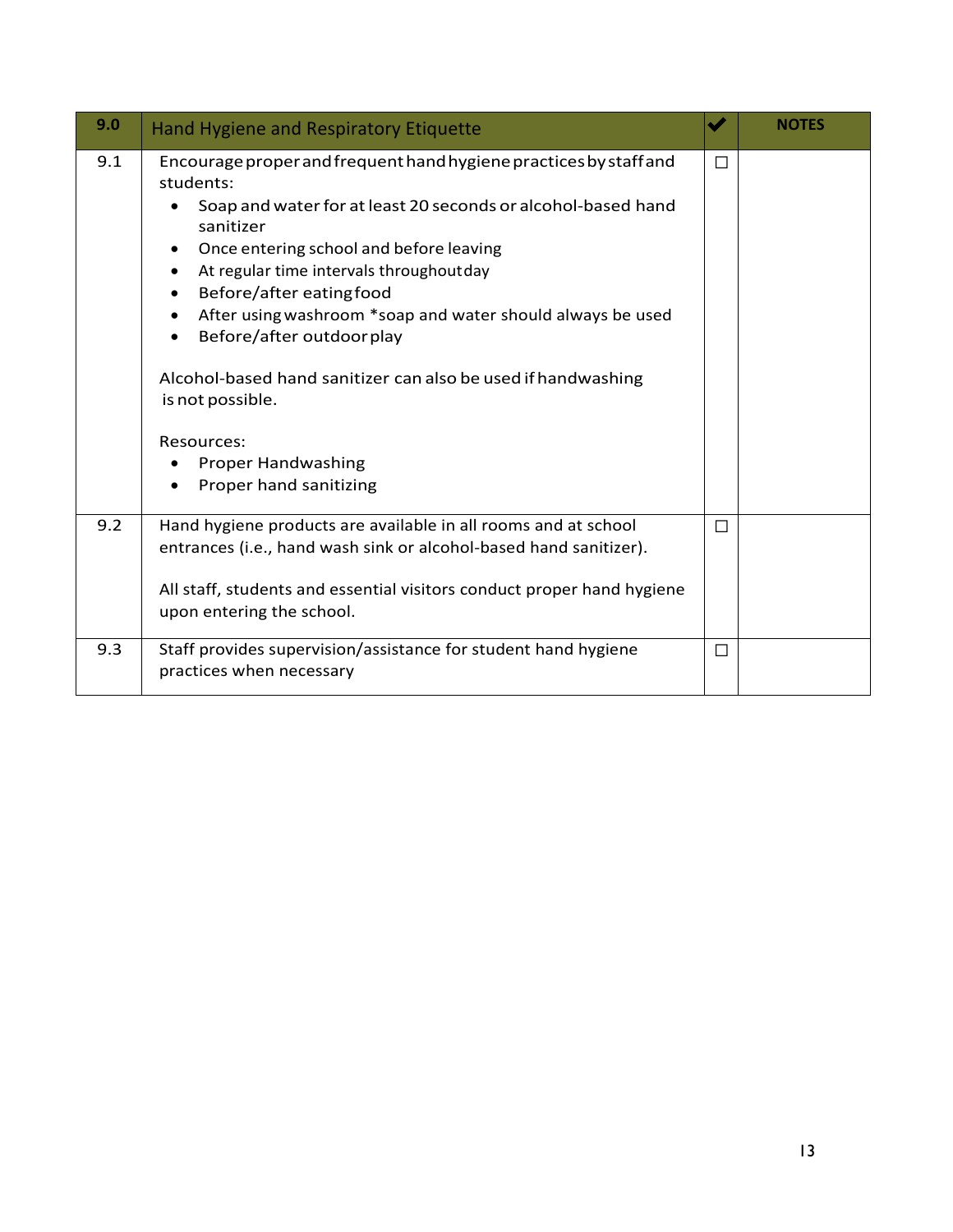| 9.0 | Hand Hygiene and Respiratory Etiquette | ✔ | NOTES |
|---|---|---|---|
| 9.1 | Encourage proper and frequent hand hygiene practices by staff and students:<br>• Soap and water for at least 20 seconds or alcohol-based hand sanitizer<br>• Once entering school and before leaving<br>• At regular time intervals throughout day<br>• Before/after eating food<br>• After using washroom *soap and water should always be used<br>• Before/after outdoor play<br><br>Alcohol-based hand sanitizer can also be used if handwashing is not possible.<br><br>Resources:<br>• Proper Handwashing<br>• Proper hand sanitizing | ☐ | |
| 9.2 | Hand hygiene products are available in all rooms and at school entrances (i.e., hand wash sink or alcohol-based hand sanitizer).<br><br>All staff, students and essential visitors conduct proper hand hygiene upon entering the school. | ☐ | |
| 9.3 | Staff provides supervision/assistance for student hand hygiene practices when necessary | ☐ | |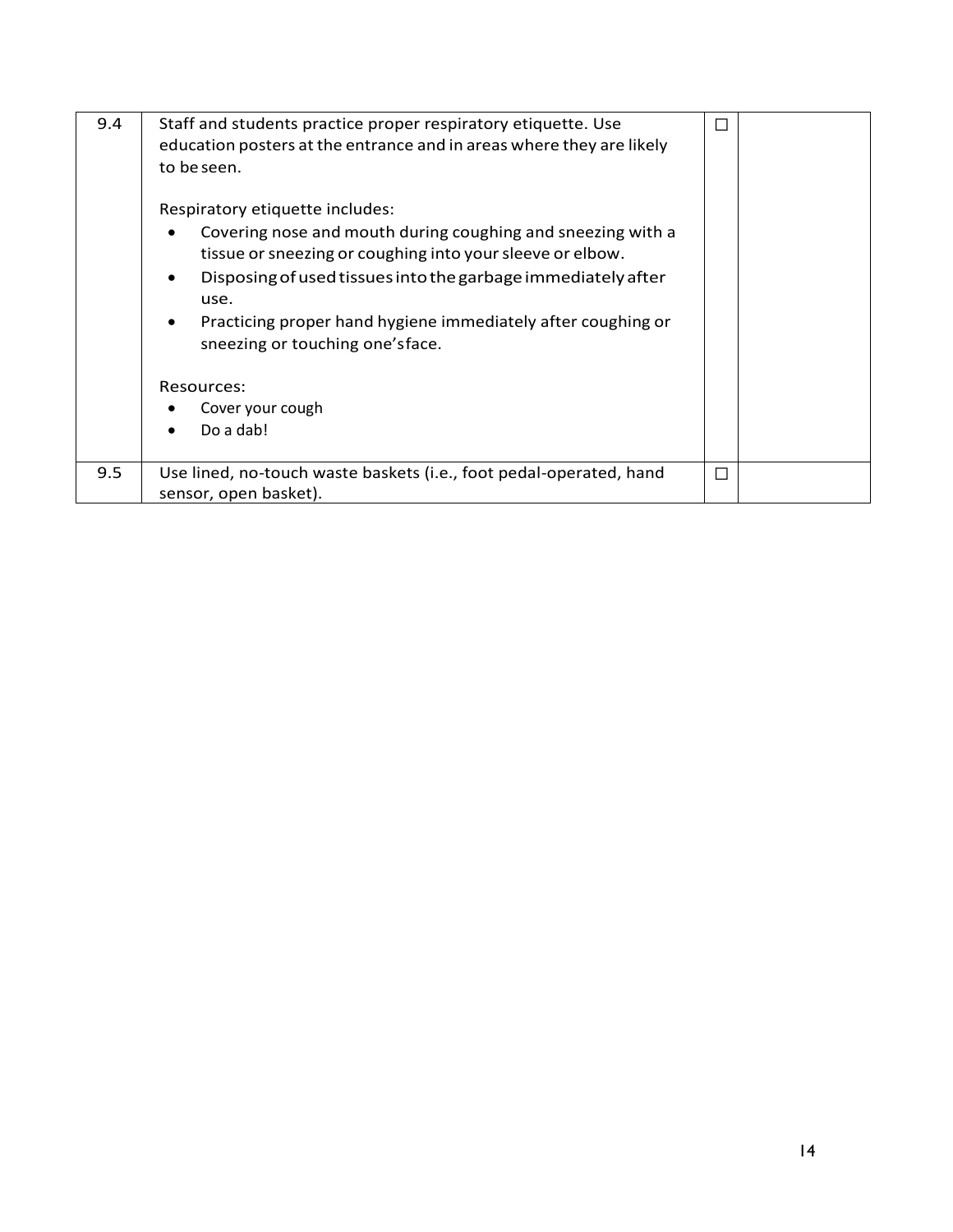| | | | |
|---|---|---|---|
| 9.4 | Staff and students practice proper respiratory etiquette. Use education posters at the entrance and in areas where they are likely to be seen.<br><br>Respiratory etiquette includes:<br>• Covering nose and mouth during coughing and sneezing with a tissue or sneezing or coughing into your sleeve or elbow.<br>• Disposing of used tissues into the garbage immediately after use.<br>• Practicing proper hand hygiene immediately after coughing or sneezing or touching one's face.<br><br>Resources:<br>• Cover your cough<br>• Do a dab! | ☐ | |
| 9.5 | Use lined, no-touch waste baskets (i.e., foot pedal-operated, hand sensor, open basket). | ☐ | |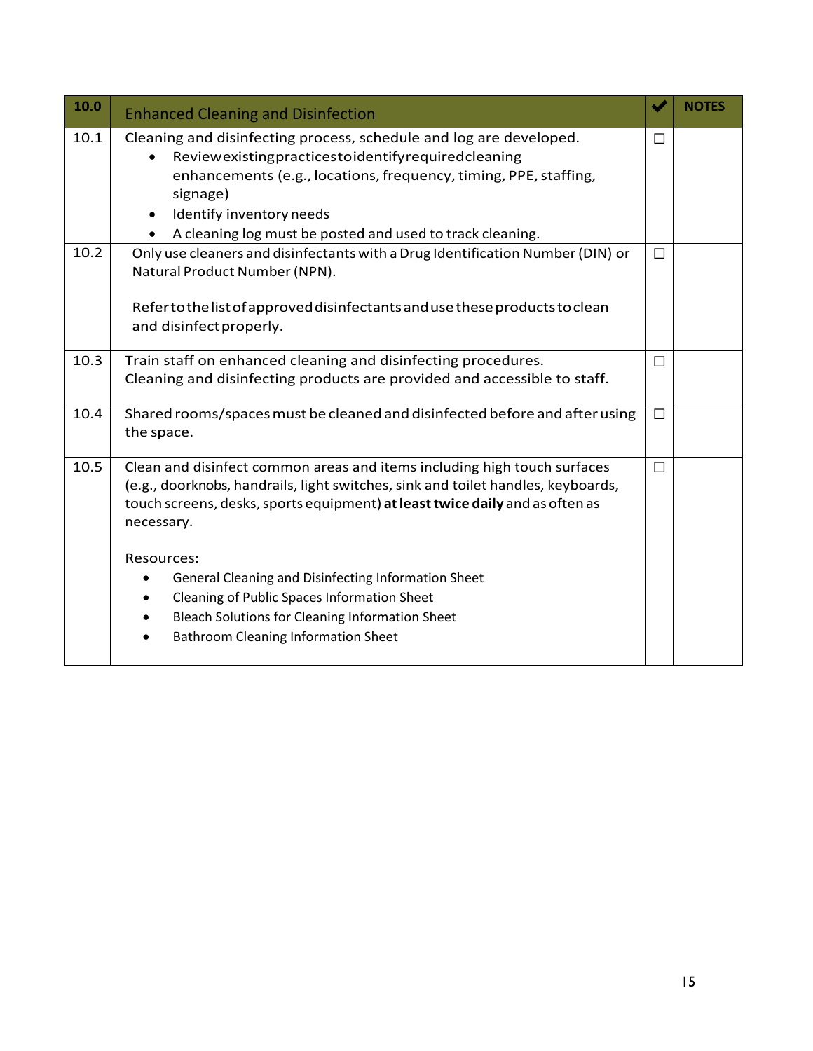| 10.0 | Enhanced Cleaning and Disinfection | ✔ | NOTES |
|---|---|---|---|
| 10.1 | Cleaning and disinfecting process, schedule and log are developed.<br>• Review existing practices to identify required cleaning enhancements (e.g., locations, frequency, timing, PPE, staffing, signage)<br>• Identify inventory needs<br>• A cleaning log must be posted and used to track cleaning. | ☐ | |
| 10.2 | Only use cleaners and disinfectants with a Drug Identification Number (DIN) or Natural Product Number (NPN).<br><br>Refer to the list of approved disinfectants and use these products to clean and disinfect properly. | ☐ | |
| 10.3 | Train staff on enhanced cleaning and disinfecting procedures. Cleaning and disinfecting products are provided and accessible to staff. | ☐ | |
| 10.4 | Shared rooms/spaces must be cleaned and disinfected before and after using the space. | ☐ | |
| 10.5 | Clean and disinfect common areas and items including high touch surfaces (e.g., doorknobs, handrails, light switches, sink and toilet handles, keyboards, touch screens, desks, sports equipment) **at least twice daily** and as often as necessary.<br><br>Resources:<br>• General Cleaning and Disinfecting Information Sheet<br>• Cleaning of Public Spaces Information Sheet<br>• Bleach Solutions for Cleaning Information Sheet<br>• Bathroom Cleaning Information Sheet | ☐ | |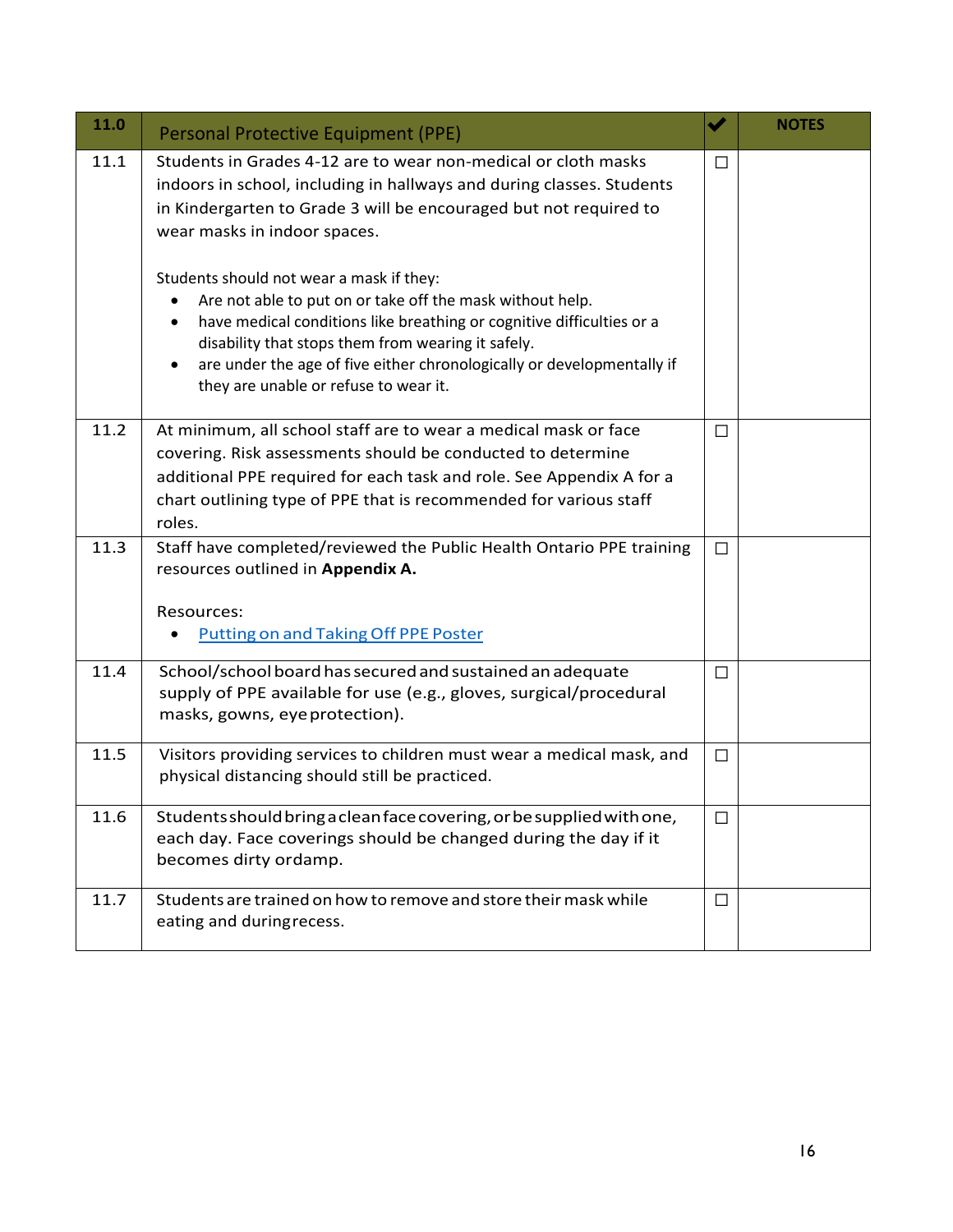| 11.0 | Personal Protective Equipment (PPE) | ✔ | NOTES |
|---|---|---|---|
| 11.1 | Students in Grades 4-12 are to wear non-medical or cloth masks indoors in school, including in hallways and during classes. Students in Kindergarten to Grade 3 will be encouraged but not required to wear masks in indoor spaces.<br><br>Students should not wear a mask if they:<br>• Are not able to put on or take off the mask without help.<br>• have medical conditions like breathing or cognitive difficulties or a disability that stops them from wearing it safely.<br>• are under the age of five either chronologically or developmentally if they are unable or refuse to wear it. | ☐ | |
| 11.2 | At minimum, all school staff are to wear a medical mask or face covering. Risk assessments should be conducted to determine additional PPE required for each task and role. See Appendix A for a chart outlining type of PPE that is recommended for various staff roles. | ☐ | |
| 11.3 | Staff have completed/reviewed the Public Health Ontario PPE training resources outlined in **Appendix A.**<br><br>Resources:<br>• Putting on and Taking Off PPE Poster | ☐ | |
| 11.4 | School/school board has secured and sustained an adequate supply of PPE available for use (e.g., gloves, surgical/procedural masks, gowns, eye protection). | ☐ | |
| 11.5 | Visitors providing services to children must wear a medical mask, and physical distancing should still be practiced. | ☐ | |
| 11.6 | Students should bring a clean face covering, or be supplied with one, each day. Face coverings should be changed during the day if it becomes dirty ordamp. | ☐ | |
| 11.7 | Students are trained on how to remove and store their mask while eating and duringrecess. | ☐ | |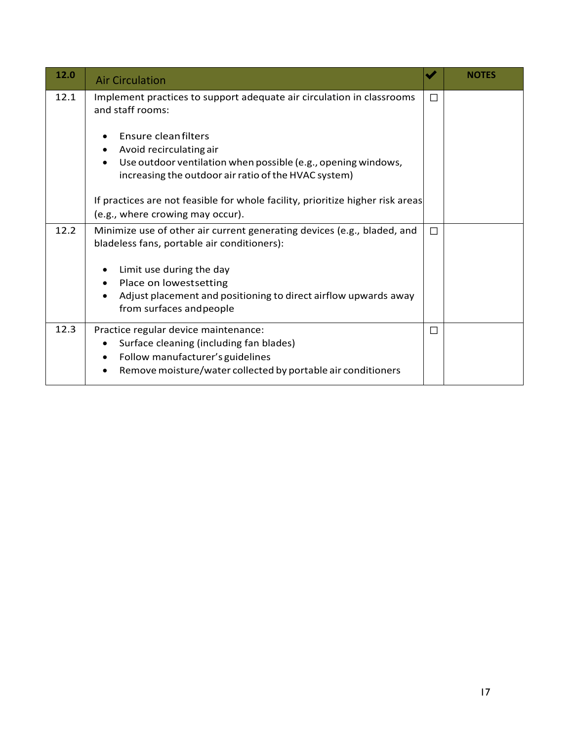| 12.0 | Air Circulation | ✔ | NOTES |
|---|---|---|---|
| 12.1 | Implement practices to support adequate air circulation in classrooms and staff rooms:<br><br>• Ensure clean filters<br>• Avoid recirculating air<br>• Use outdoor ventilation when possible (e.g., opening windows, increasing the outdoor air ratio of the HVAC system)<br><br>If practices are not feasible for whole facility, prioritize higher risk areas (e.g., where crowing may occur). | ☐ | |
| 12.2 | Minimize use of other air current generating devices (e.g., bladed, and bladeless fans, portable air conditioners):<br><br>• Limit use during the day<br>• Place on lowest setting<br>• Adjust placement and positioning to direct airflow upwards away from surfaces and people | ☐ | |
| 12.3 | Practice regular device maintenance:<br>• Surface cleaning (including fan blades)<br>• Follow manufacturer's guidelines<br>• Remove moisture/water collected by portable air conditioners | ☐ | |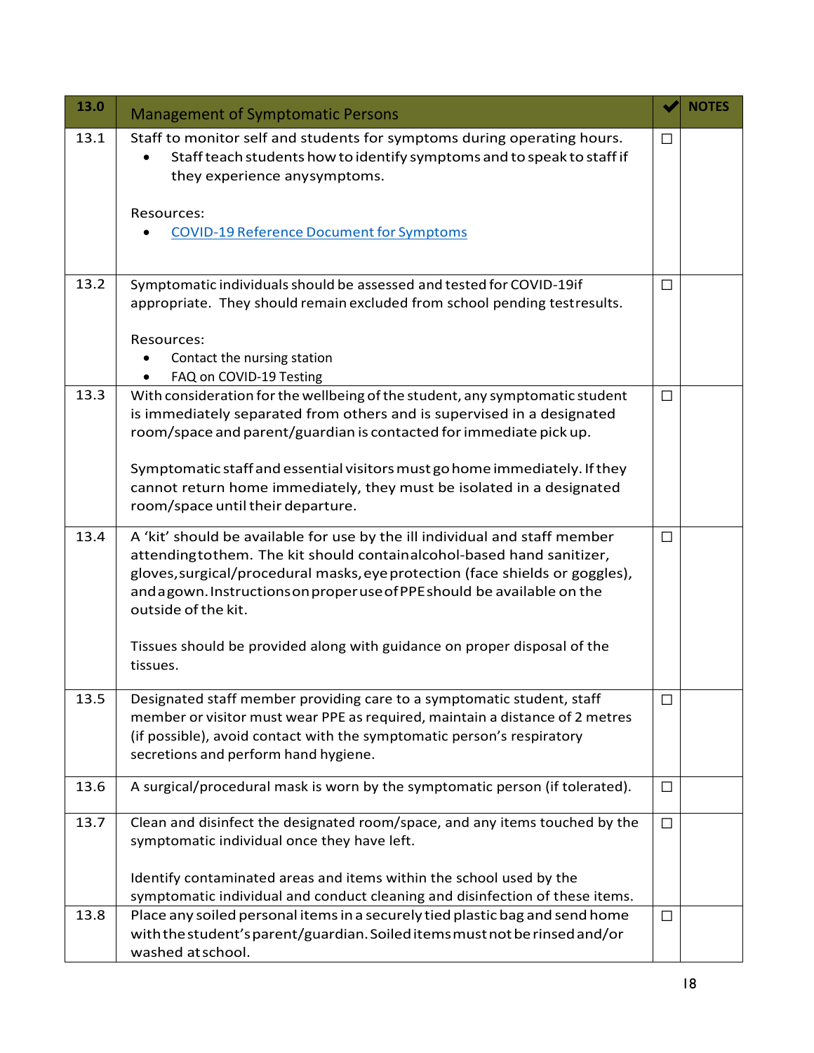| 13.0 | Management of Symptomatic Persons | ✔ | NOTES |
|---|---|---|---|
| 13.1 | Staff to monitor self and students for symptoms during operating hours.<br>• Staff teach students how to identify symptoms and to speak to staff if they experience any symptoms.<br><br>Resources:<br>• [COVID-19 Reference Document for Symptoms]() | ☐ | |
| 13.2 | Symptomatic individuals should be assessed and tested for COVID-19 if appropriate. They should remain excluded from school pending test results.<br><br>Resources:<br>• Contact the nursing station<br>• FAQ on COVID-19 Testing | ☐ | |
| 13.3 | With consideration for the wellbeing of the student, any symptomatic student is immediately separated from others and is supervised in a designated room/space and parent/guardian is contacted for immediate pick up.<br><br>Symptomatic staff and essential visitors must go home immediately. If they cannot return home immediately, they must be isolated in a designated room/space until their departure. | ☐ | |
| 13.4 | A 'kit' should be available for use by the ill individual and staff member attending to them. The kit should contain alcohol-based hand sanitizer, gloves, surgical/procedural masks, eye protection (face shields or goggles), and a gown. Instructions on proper use of PPE should be available on the outside of the kit.<br><br>Tissues should be provided along with guidance on proper disposal of the tissues. | ☐ | |
| 13.5 | Designated staff member providing care to a symptomatic student, staff member or visitor must wear PPE as required, maintain a distance of 2 metres (if possible), avoid contact with the symptomatic person's respiratory secretions and perform hand hygiene. | ☐ | |
| 13.6 | A surgical/procedural mask is worn by the symptomatic person (if tolerated). | ☐ | |
| 13.7 | Clean and disinfect the designated room/space, and any items touched by the symptomatic individual once they have left.<br><br>Identify contaminated areas and items within the school used by the symptomatic individual and conduct cleaning and disinfection of these items. | ☐ | |
| 13.8 | Place any soiled personal items in a securely tied plastic bag and send home with the student's parent/guardian. Soiled items must not be rinsed and/or washed at school. | ☐ | |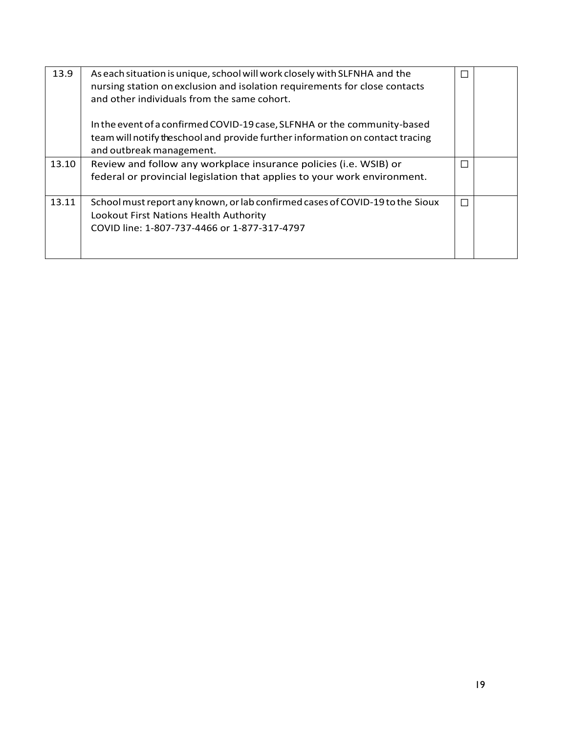| | | | |
|---|---|---|---|
| 13.9 | As each situation is unique, school will work closely with SLFNHA and the nursing station on exclusion and isolation requirements for close contacts and other individuals from the same cohort.<br><br>In the event of a confirmed COVID-19 case, SLFNHA or the community-based team will notify the school and provide further information on contact tracing and outbreak management. | ☐ | |
| 13.10 | Review and follow any workplace insurance policies (i.e. WSIB) or federal or provincial legislation that applies to your work environment. | ☐ | |
| 13.11 | School must report any known, or lab confirmed cases of COVID-19 to the Sioux Lookout First Nations Health Authority<br>COVID line: 1-807-737-4466 or 1-877-317-4797 | ☐ | |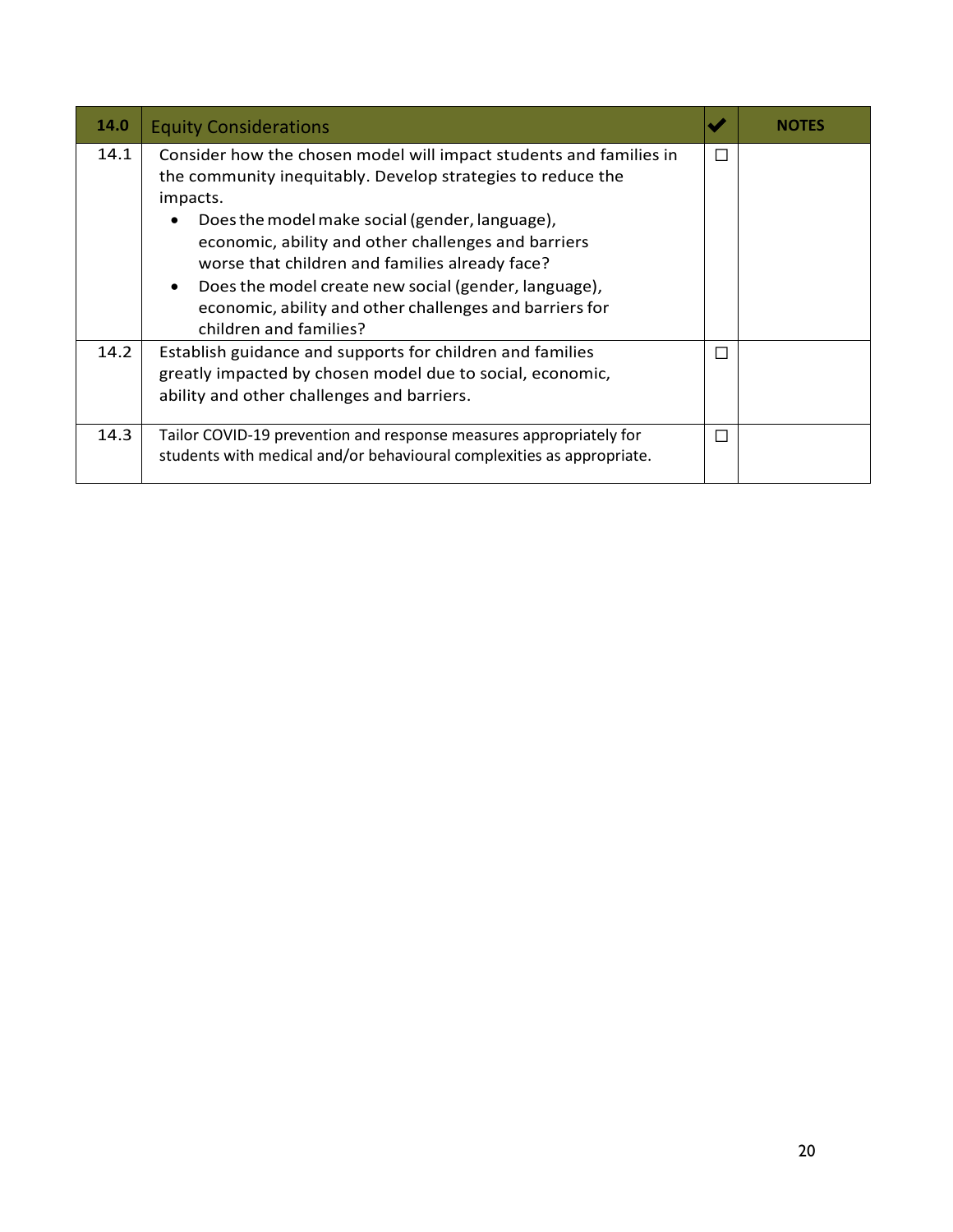| 14.0 | Equity Considerations | ✔ | NOTES |
|---|---|---|---|
| 14.1 | Consider how the chosen model will impact students and families in the community inequitably. Develop strategies to reduce the impacts.<br>• Does the model make social (gender, language), economic, ability and other challenges and barriers worse that children and families already face?<br>• Does the model create new social (gender, language), economic, ability and other challenges and barriers for children and families? | ☐ | |
| 14.2 | Establish guidance and supports for children and families greatly impacted by chosen model due to social, economic, ability and other challenges and barriers. | ☐ | |
| 14.3 | Tailor COVID-19 prevention and response measures appropriately for students with medical and/or behavioural complexities as appropriate. | ☐ | |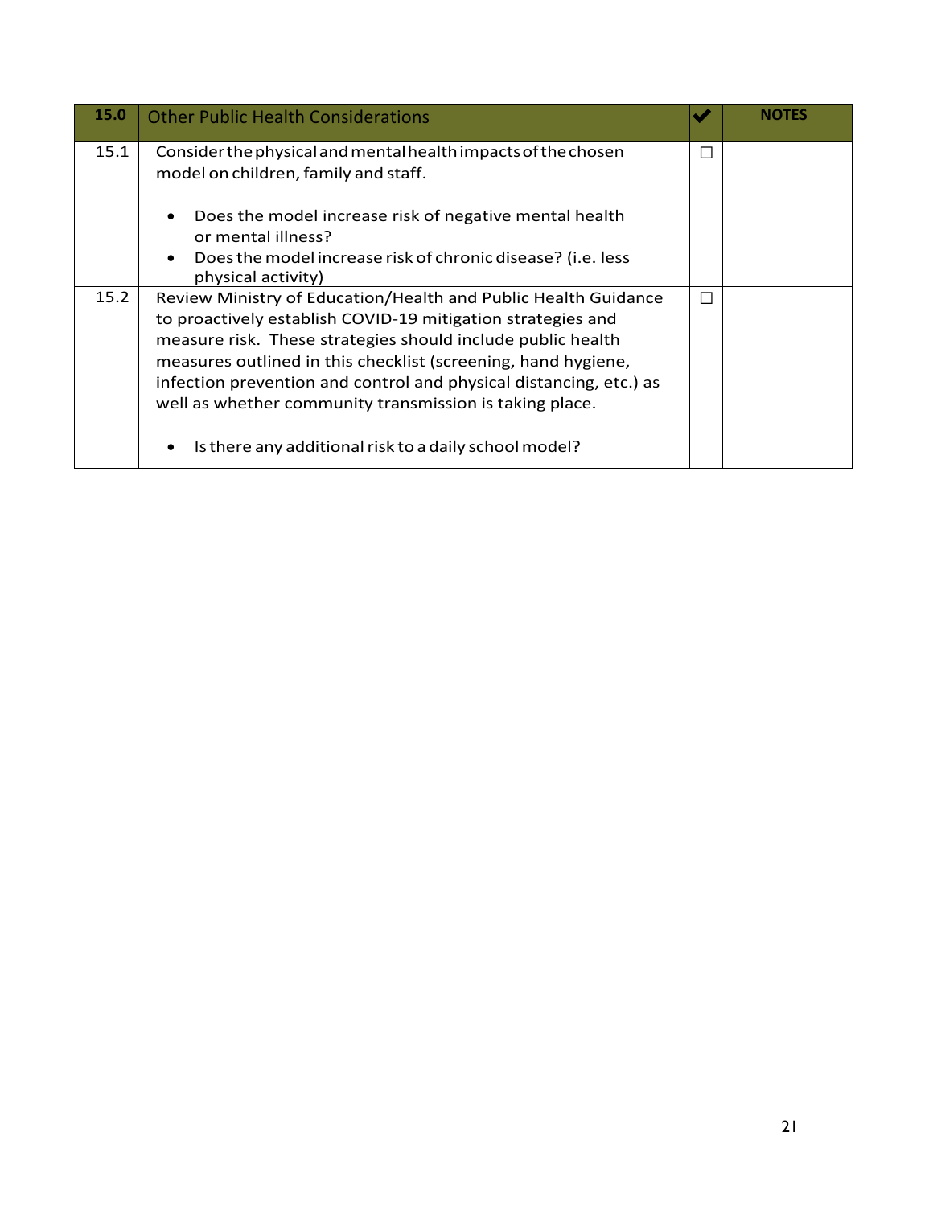| 15.0 | Other Public Health Considerations | ✔ | NOTES |
|---|---|---|---|
| 15.1 | Consider the physical and mental health impacts of the chosen model on children, family and staff.<br><br>• Does the model increase risk of negative mental health or mental illness?<br>• Does the model increase risk of chronic disease? (i.e. less physical activity) | ☐ | |
| 15.2 | Review Ministry of Education/Health and Public Health Guidance to proactively establish COVID-19 mitigation strategies and measure risk. These strategies should include public health measures outlined in this checklist (screening, hand hygiene, infection prevention and control and physical distancing, etc.) as well as whether community transmission is taking place.<br><br>• Is there any additional risk to a daily school model? | ☐ | |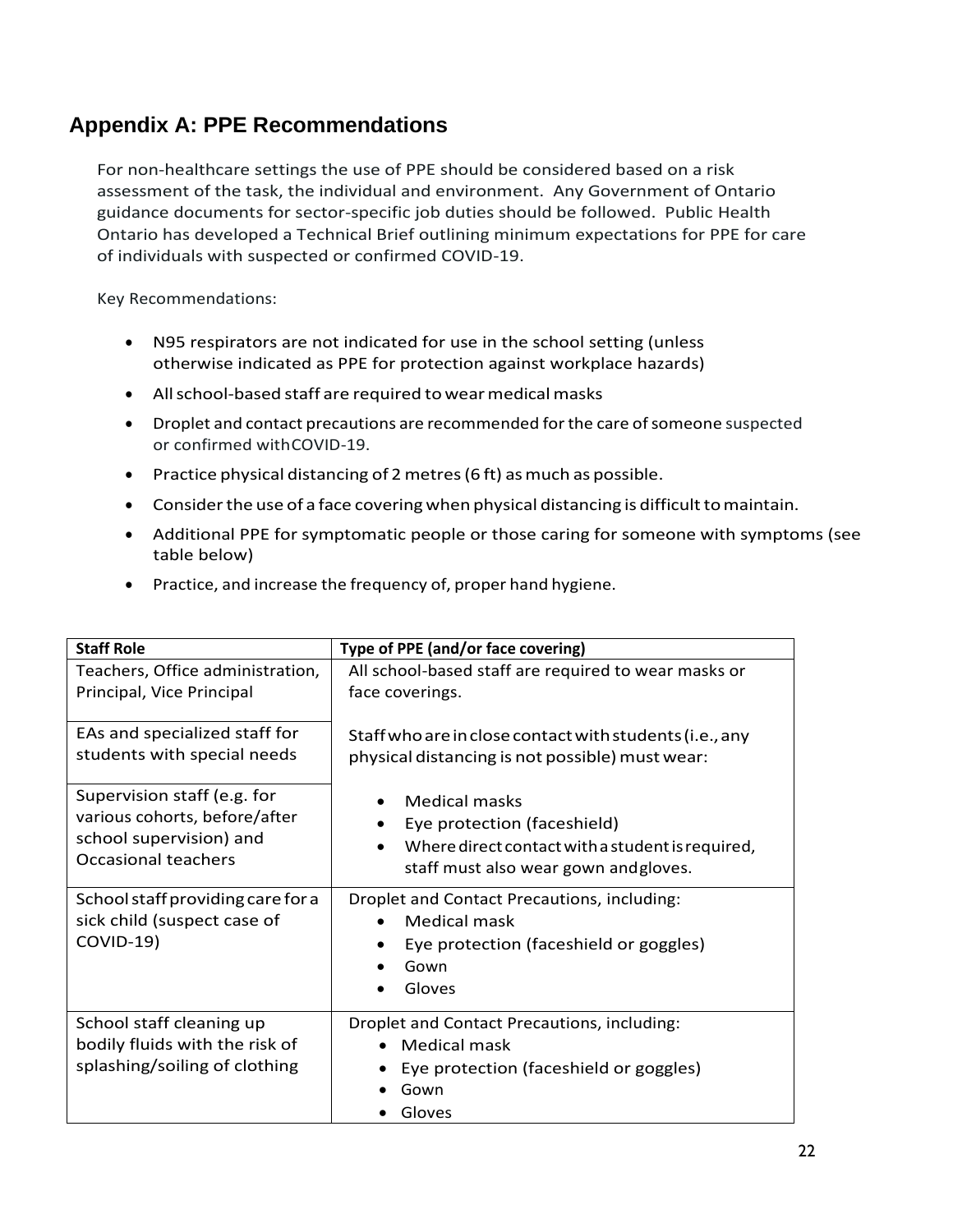## Appendix A: PPE Recommendations

For non-healthcare settings the use of PPE should be considered based on a risk assessment of the task, the individual and environment. Any Government of Ontario guidance documents for sector-specific job duties should be followed. Public Health Ontario has developed a Technical Brief outlining minimum expectations for PPE for care of individuals with suspected or confirmed COVID-19.

Key Recommendations:

- N95 respirators are not indicated for use in the school setting (unless otherwise indicated as PPE for protection against workplace hazards)
- All school-based staff are required to wear medical masks
- Droplet and contact precautions are recommended for the care of someone suspected or confirmed with COVID-19.
- Practice physical distancing of 2 metres (6 ft) as much as possible.
- Consider the use of a face covering when physical distancing is difficult to maintain.
- Additional PPE for symptomatic people or those caring for someone with symptoms (see table below)
- Practice, and increase the frequency of, proper hand hygiene.

| Staff Role | Type of PPE (and/or face covering) |
|---|---|
| Teachers, Office administration, Principal, Vice Principal<br><br>EAs and specialized staff for students with special needs<br><br>Supervision staff (e.g. for various cohorts, before/after school supervision) and Occasional teachers | All school-based staff are required to wear masks or face coverings.<br><br>Staff who are in close contact with students (i.e., any physical distancing is not possible) must wear:<br>• Medical masks<br>• Eye protection (faceshield)<br>• Where direct contact with a student is required, staff must also wear gown and gloves. |
| School staff providing care for a sick child (suspect case of COVID-19) | Droplet and Contact Precautions, including:<br>• Medical mask<br>• Eye protection (faceshield or goggles)<br>• Gown<br>• Gloves |
| School staff cleaning up bodily fluids with the risk of splashing/soiling of clothing | Droplet and Contact Precautions, including:<br>• Medical mask<br>• Eye protection (faceshield or goggles)<br>• Gown<br>• Gloves |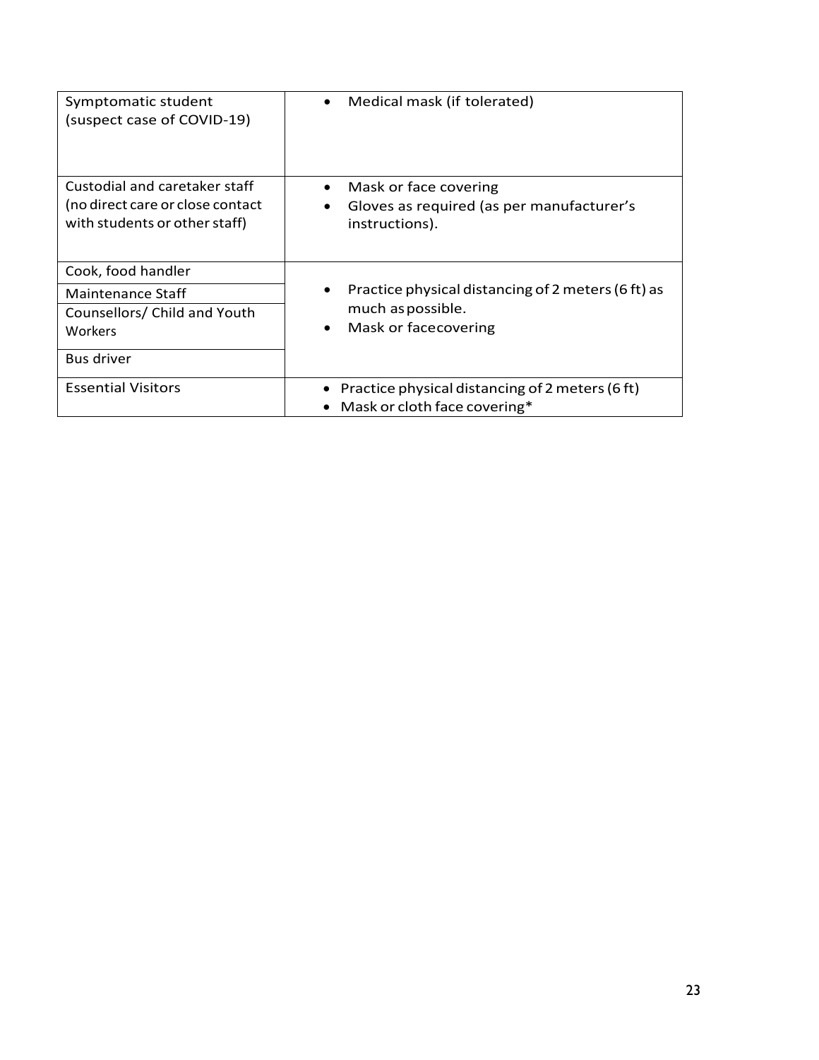| | |
|---|---|
| Symptomatic student (suspect case of COVID-19) | • Medical mask (if tolerated) |
| Custodial and caretaker staff (no direct care or close contact with students or other staff) | • Mask or face covering<br>• Gloves as required (as per manufacturer's instructions). |
| Cook, food handler | • Practice physical distancing of 2 meters (6 ft) as much as possible.<br>• Mask or facecovering |
| Maintenance Staff | |
| Counsellors/ Child and Youth Workers | |
| Bus driver | |
| Essential Visitors | • Practice physical distancing of 2 meters (6 ft)<br>• Mask or cloth face covering* |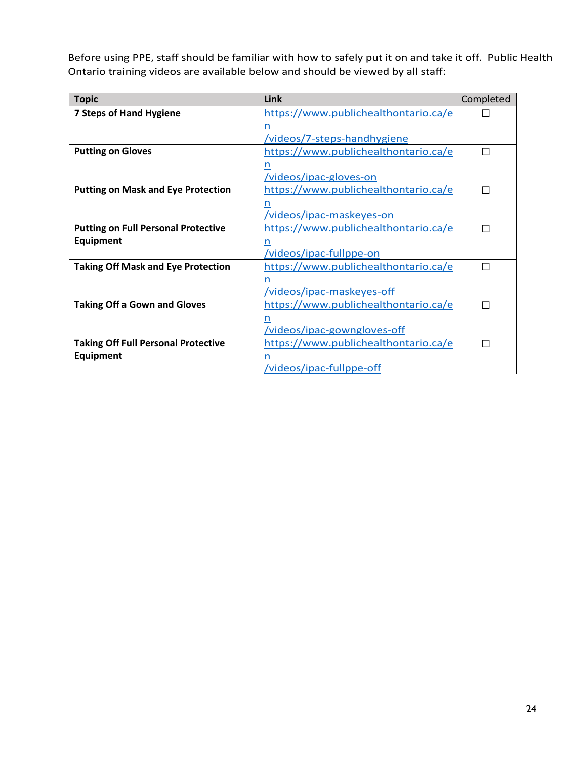Before using PPE, staff should be familiar with how to safely put it on and take it off. Public Health Ontario training videos are available below and should be viewed by all staff:

| Topic | Link | Completed |
|---|---|---|
| **7 Steps of Hand Hygiene** | https://www.publichealthontario.ca/en/videos/7-steps-handhygiene | ☐ |
| **Putting on Gloves** | https://www.publichealthontario.ca/en/videos/ipac-gloves-on | ☐ |
| **Putting on Mask and Eye Protection** | https://www.publichealthontario.ca/en/videos/ipac-maskeyes-on | ☐ |
| **Putting on Full Personal Protective Equipment** | https://www.publichealthontario.ca/en/videos/ipac-fullppe-on | ☐ |
| **Taking Off Mask and Eye Protection** | https://www.publichealthontario.ca/en/videos/ipac-maskeyes-off | ☐ |
| **Taking Off a Gown and Gloves** | https://www.publichealthontario.ca/en/videos/ipac-gowngloves-off | ☐ |
| **Taking Off Full Personal Protective Equipment** | https://www.publichealthontario.ca/en/videos/ipac-fullppe-off | ☐ |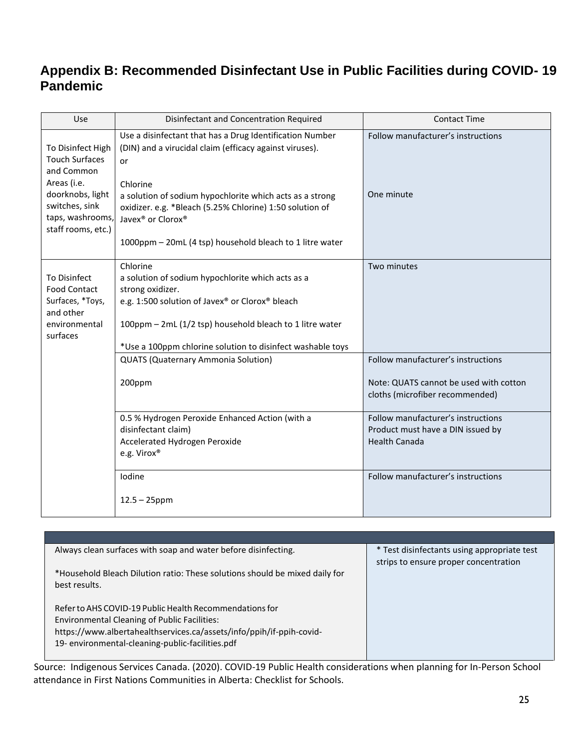## Appendix B: Recommended Disinfectant Use in Public Facilities during COVID- 19 Pandemic

| Use | Disinfectant and Concentration Required | Contact Time |
|---|---|---|
| To Disinfect High Touch Surfaces and Common Areas (i.e. doorknobs, light switches, sink taps, washrooms, staff rooms, etc.) | Use a disinfectant that has a Drug Identification Number (DIN) and a virucidal claim (efficacy against viruses).<br>or | Follow manufacturer's instructions |
| | Chlorine<br>a solution of sodium hypochlorite which acts as a strong oxidizer. e.g. *Bleach (5.25% Chlorine) 1:50 solution of Javex® or Clorox®<br><br>1000ppm – 20mL (4 tsp) household bleach to 1 litre water | One minute |
| To Disinfect Food Contact Surfaces, *Toys, and other environmental surfaces | Chlorine<br>a solution of sodium hypochlorite which acts as a strong oxidizer.<br>e.g. 1:500 solution of Javex® or Clorox® bleach<br><br>100ppm – 2mL (1/2 tsp) household bleach to 1 litre water<br><br>*Use a 100ppm chlorine solution to disinfect washable toys | Two minutes |
| | QUATS (Quaternary Ammonia Solution)<br><br>200ppm | Follow manufacturer's instructions<br><br>Note: QUATS cannot be used with cotton cloths (microfiber recommended) |
| | 0.5 % Hydrogen Peroxide Enhanced Action (with a disinfectant claim)<br>Accelerated Hydrogen Peroxide<br>e.g. Virox® | Follow manufacturer's instructions<br>Product must have a DIN issued by Health Canada |
| | Iodine<br><br>12.5 – 25ppm | Follow manufacturer's instructions |

| | |
|---|---|
| Always clean surfaces with soap and water before disinfecting.<br><br>*Household Bleach Dilution ratio: These solutions should be mixed daily for best results.<br><br>Refer to AHS COVID-19 Public Health Recommendations for Environmental Cleaning of Public Facilities: https://www.albertahealthservices.ca/assets/info/ppih/if-ppih-covid-19- environmental-cleaning-public-facilities.pdf | * Test disinfectants using appropriate test strips to ensure proper concentration |

Source: Indigenous Services Canada. (2020). COVID-19 Public Health considerations when planning for In-Person School attendance in First Nations Communities in Alberta: Checklist for Schools.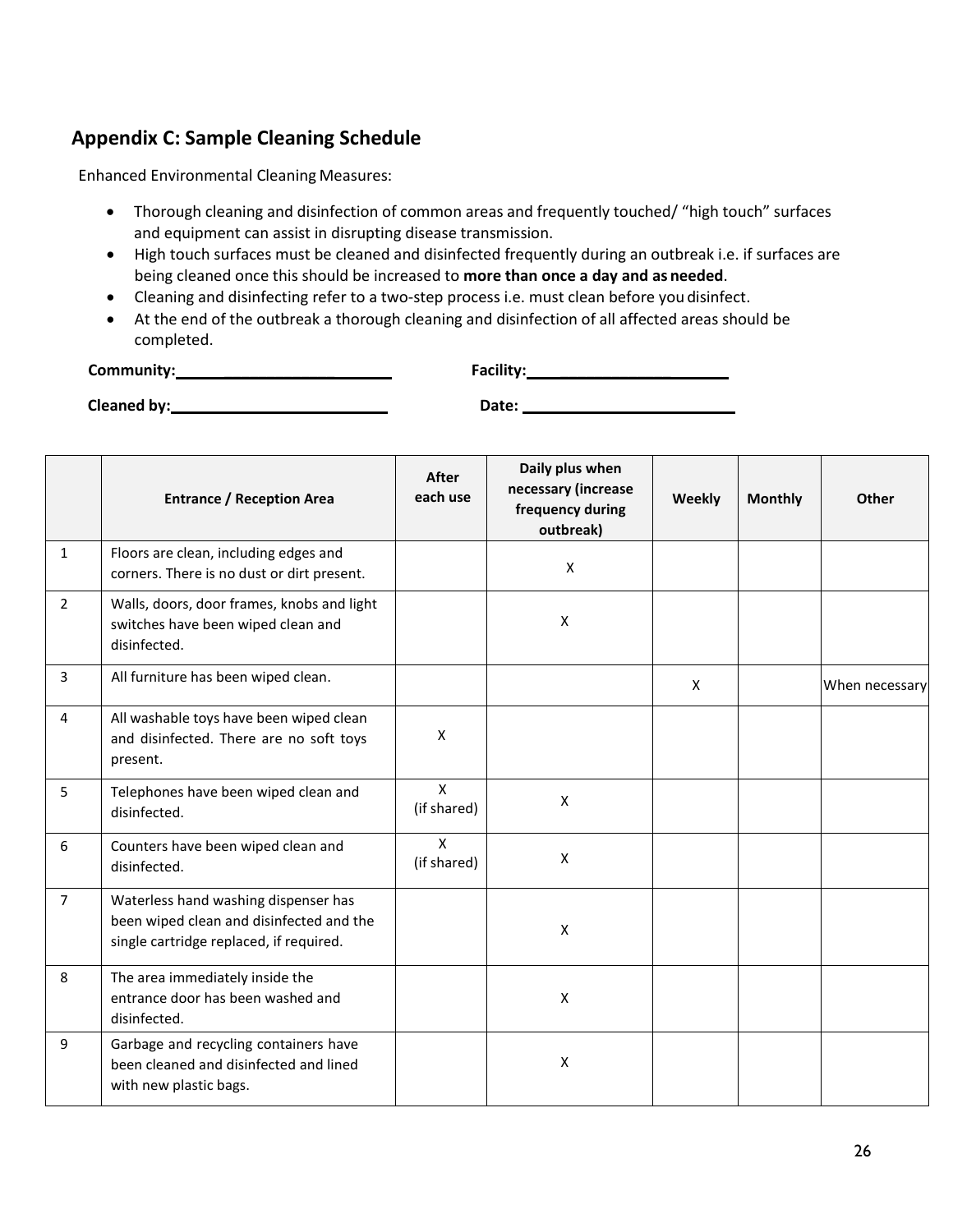## Appendix C: Sample Cleaning Schedule

Enhanced Environmental Cleaning Measures:

- Thorough cleaning and disinfection of common areas and frequently touched/ "high touch" surfaces and equipment can assist in disrupting disease transmission.
- High touch surfaces must be cleaned and disinfected frequently during an outbreak i.e. if surfaces are being cleaned once this should be increased to **more than once a day and as needed**.
- Cleaning and disinfecting refer to a two-step process i.e. must clean before you disinfect.
- At the end of the outbreak a thorough cleaning and disinfection of all affected areas should be completed.

**Community:**\_\_\_\_\_\_\_\_\_\_\_\_\_\_\_\_\_\_\_\_ **Facility:**\_\_\_\_\_\_\_\_\_\_\_\_\_\_\_\_\_\_\_\_

**Cleaned by:**\_\_\_\_\_\_\_\_\_\_\_\_\_\_\_\_\_\_\_\_ **Date:** \_\_\_\_\_\_\_\_\_\_\_\_\_\_\_\_\_\_\_\_

| | Entrance / Reception Area | After each use | Daily plus when necessary (increase frequency during outbreak) | Weekly | Monthly | Other |
|---|---|---|---|---|---|---|
| 1 | Floors are clean, including edges and corners. There is no dust or dirt present. | | X | | | |
| 2 | Walls, doors, door frames, knobs and light switches have been wiped clean and disinfected. | | X | | | |
| 3 | All furniture has been wiped clean. | | | X | | When necessary |
| 4 | All washable toys have been wiped clean and disinfected. There are no soft toys present. | X | | | | |
| 5 | Telephones have been wiped clean and disinfected. | X (if shared) | X | | | |
| 6 | Counters have been wiped clean and disinfected. | X (if shared) | X | | | |
| 7 | Waterless hand washing dispenser has been wiped clean and disinfected and the single cartridge replaced, if required. | | X | | | |
| 8 | The area immediately inside the entrance door has been washed and disinfected. | | X | | | |
| 9 | Garbage and recycling containers have been cleaned and disinfected and lined with new plastic bags. | | X | | | |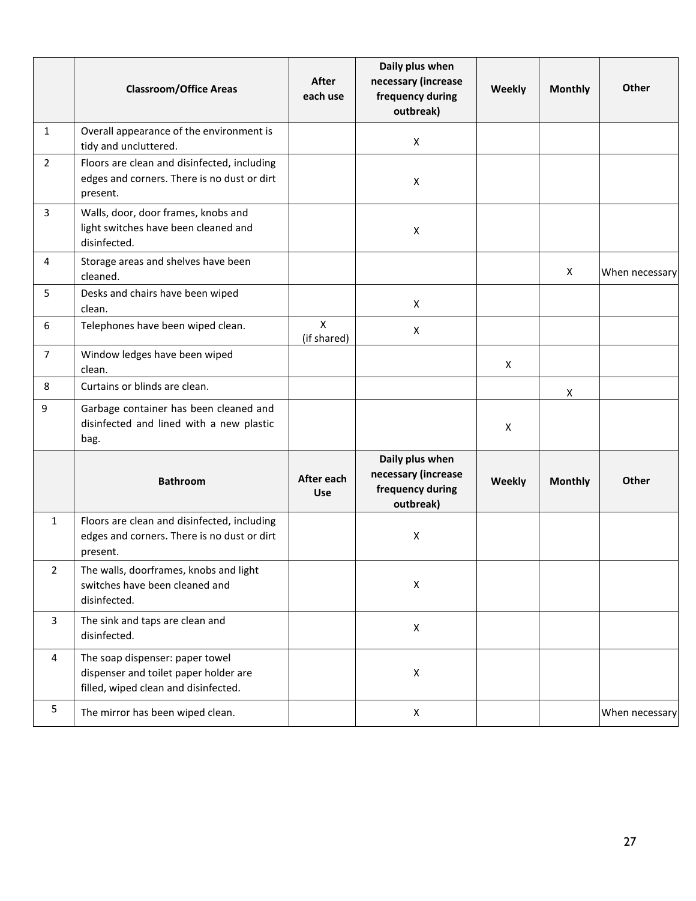| | Classroom/Office Areas | After each use | Daily plus when necessary (increase frequency during outbreak) | Weekly | Monthly | Other |
|---|---|---|---|---|---|---|
| 1 | Overall appearance of the environment is tidy and uncluttered. | | X | | | |
| 2 | Floors are clean and disinfected, including edges and corners. There is no dust or dirt present. | | X | | | |
| 3 | Walls, door, door frames, knobs and light switches have been cleaned and disinfected. | | X | | | |
| 4 | Storage areas and shelves have been cleaned. | | | | X | When necessary |
| 5 | Desks and chairs have been wiped clean. | | X | | | |
| 6 | Telephones have been wiped clean. | X (if shared) | X | | | |
| 7 | Window ledges have been wiped clean. | | | X | | |
| 8 | Curtains or blinds are clean. | | | | X | |
| 9 | Garbage container has been cleaned and disinfected and lined with a new plastic bag. | | | X | | |
| | **Bathroom** | **After each Use** | **Daily plus when necessary (increase frequency during outbreak)** | **Weekly** | **Monthly** | **Other** |
| 1 | Floors are clean and disinfected, including edges and corners. There is no dust or dirt present. | | X | | | |
| 2 | The walls, doorframes, knobs and light switches have been cleaned and disinfected. | | X | | | |
| 3 | The sink and taps are clean and disinfected. | | X | | | |
| 4 | The soap dispenser: paper towel dispenser and toilet paper holder are filled, wiped clean and disinfected. | | X | | | |
| 5 | The mirror has been wiped clean. | | X | | | When necessary |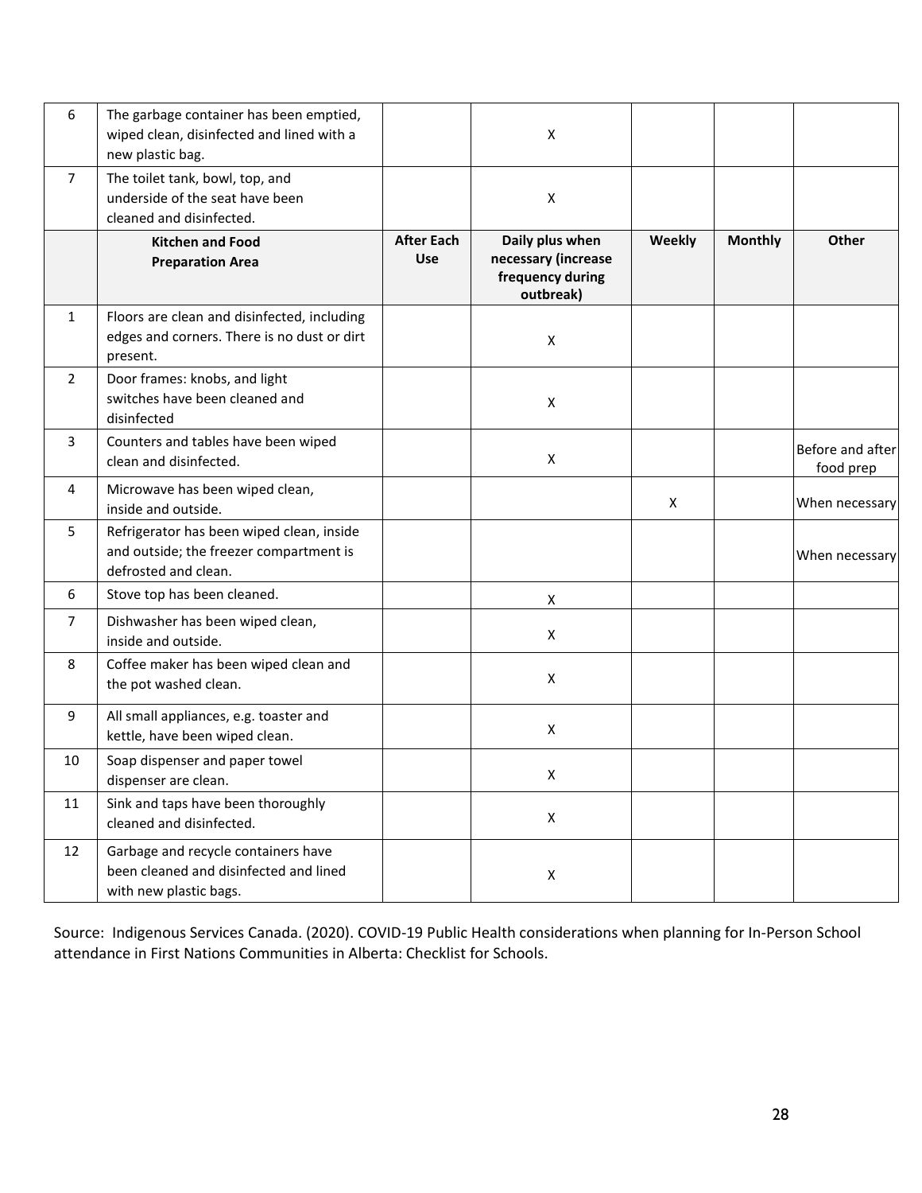| | | | | | | |
|---|---|---|---|---|---|---|
| 6 | The garbage container has been emptied, wiped clean, disinfected and lined with a new plastic bag. | | X | | | |
| 7 | The toilet tank, bowl, top, and underside of the seat have been cleaned and disinfected. | | X | | | |
| | **Kitchen and Food Preparation Area** | **After Each Use** | **Daily plus when necessary (increase frequency during outbreak)** | **Weekly** | **Monthly** | **Other** |
| 1 | Floors are clean and disinfected, including edges and corners. There is no dust or dirt present. | | X | | | |
| 2 | Door frames: knobs, and light switches have been cleaned and disinfected | | X | | | |
| 3 | Counters and tables have been wiped clean and disinfected. | | X | | | Before and after food prep |
| 4 | Microwave has been wiped clean, inside and outside. | | | X | | When necessary |
| 5 | Refrigerator has been wiped clean, inside and outside; the freezer compartment is defrosted and clean. | | | | | When necessary |
| 6 | Stove top has been cleaned. | | X | | | |
| 7 | Dishwasher has been wiped clean, inside and outside. | | X | | | |
| 8 | Coffee maker has been wiped clean and the pot washed clean. | | X | | | |
| 9 | All small appliances, e.g. toaster and kettle, have been wiped clean. | | X | | | |
| 10 | Soap dispenser and paper towel dispenser are clean. | | X | | | |
| 11 | Sink and taps have been thoroughly cleaned and disinfected. | | X | | | |
| 12 | Garbage and recycle containers have been cleaned and disinfected and lined with new plastic bags. | | X | | | |

Source: Indigenous Services Canada. (2020). COVID-19 Public Health considerations when planning for In-Person School attendance in First Nations Communities in Alberta: Checklist for Schools.